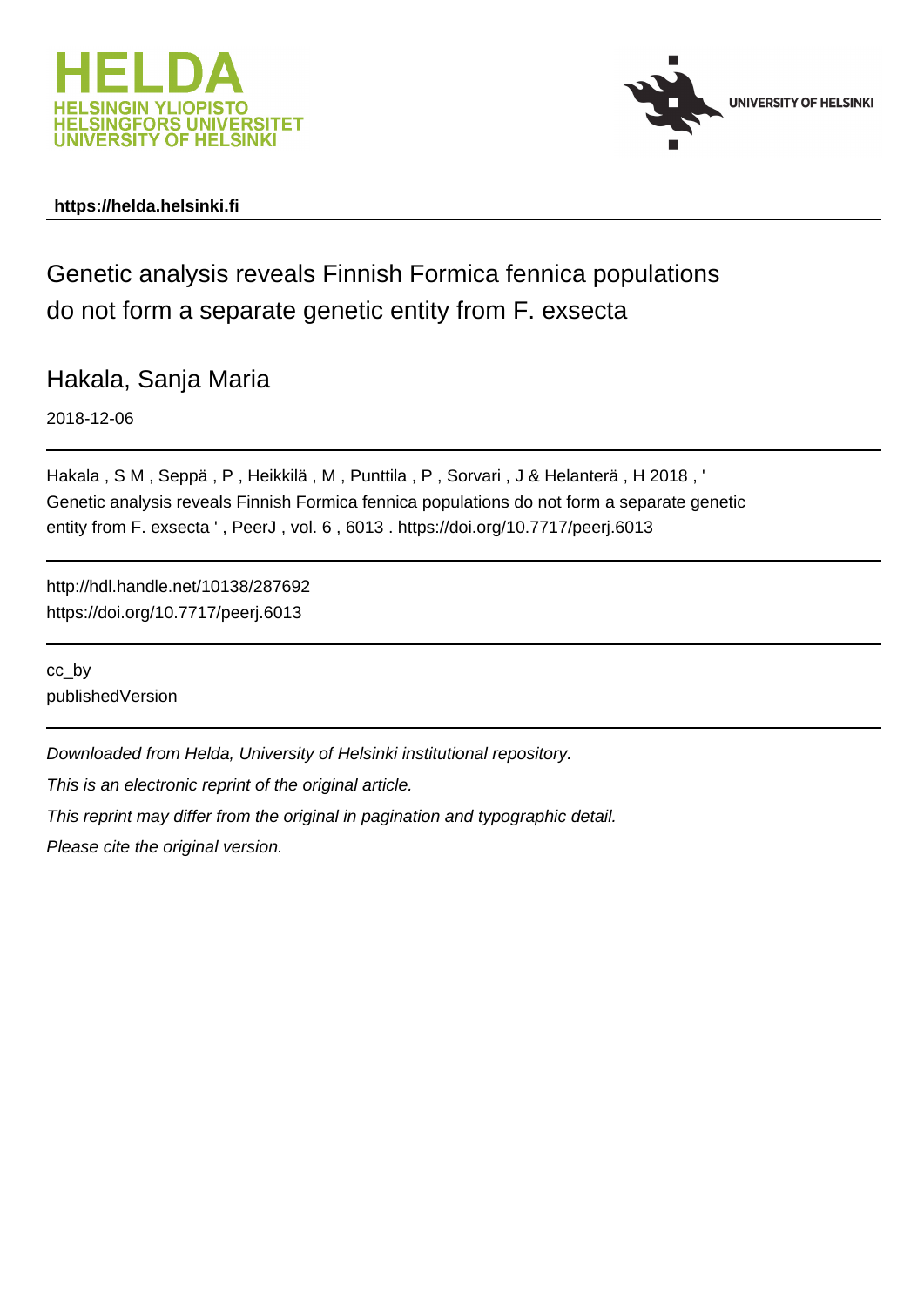**HELDA**
**HELSINGIN YLIOPISTO**
**HELSINGFORS UNIVERSITET**
**UNIVERSITY OF HELSINKI**

**UNIVERSITY OF HELSINKI**

**https://helda.helsinki.fi**

---

# Genetic analysis reveals Finnish Formica fennica populations do not form a separate genetic entity from F. exsecta

## Hakala, Sanja Maria

2018-12-06

---

Hakala , S M , Seppä , P , Heikkilä , M , Punttila , P , Sorvari , J & Helanterä , H 2018 , ' Genetic analysis reveals Finnish Formica fennica populations do not form a separate genetic entity from F. exsecta ' , PeerJ , vol. 6 , 6013 . https://doi.org/10.7717/peerj.6013

---

http://hdl.handle.net/10138/287692
https://doi.org/10.7717/peerj.6013

---

cc_by
publishedVersion

---

*Downloaded from Helda, University of Helsinki institutional repository.*

*This is an electronic reprint of the original article.*

*This reprint may differ from the original in pagination and typographic detail.*

*Please cite the original version.*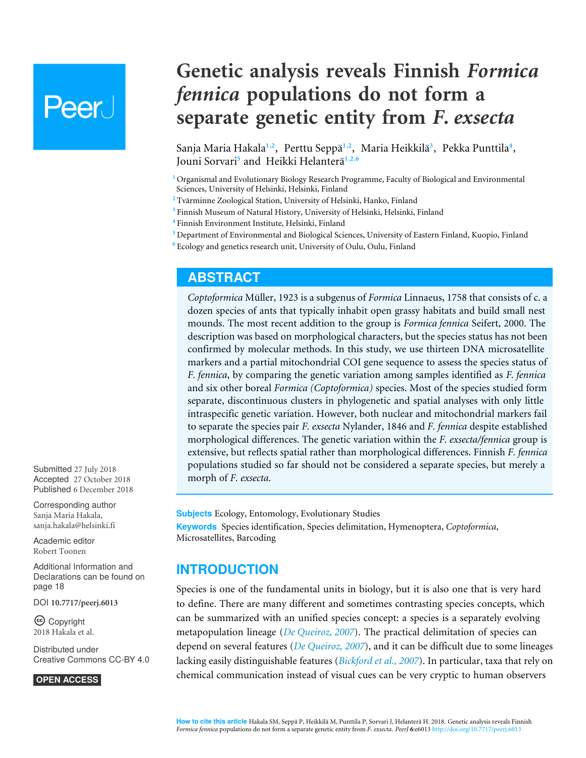# Genetic analysis reveals Finnish *Formica fennica* populations do not form a separate genetic entity from *F. exsecta*

Sanja Maria Hakala[1,2], Perttu Seppä[1,2], Maria Heikkilä[3], Pekka Punttila[4], Jouni Sorvari[5] and Heikki Helanterä[1,2,6]

[1] Organismal and Evolutionary Biology Research Programme, Faculty of Biological and Environmental Sciences, University of Helsinki, Helsinki, Finland

[2] Tvärminne Zoological Station, University of Helsinki, Hanko, Finland

[3] Finnish Museum of Natural History, University of Helsinki, Helsinki, Finland

[4] Finnish Environment Institute, Helsinki, Finland

[5] Department of Environmental and Biological Sciences, University of Eastern Finland, Kuopio, Finland

[6] Ecology and genetics research unit, University of Oulu, Oulu, Finland

## ABSTRACT

*Coptoformica* Müller, 1923 is a subgenus of *Formica* Linnaeus, 1758 that consists of c. a dozen species of ants that typically inhabit open grassy habitats and build small nest mounds. The most recent addition to the group is *Formica fennica* Seifert, 2000. The description was based on morphological characters, but the species status has not been confirmed by molecular methods. In this study, we use thirteen DNA microsatellite markers and a partial mitochondrial COI gene sequence to assess the species status of *F. fennica*, by comparing the genetic variation among samples identified as *F. fennica* and six other boreal *Formica (Coptoformica)* species. Most of the species studied form separate, discontinuous clusters in phylogenetic and spatial analyses with only little intraspecific genetic variation. However, both nuclear and mitochondrial markers fail to separate the species pair *F. exsecta* Nylander, 1846 and *F. fennica* despite established morphological differences. The genetic variation within the *F. exsecta/fennica* group is extensive, but reflects spatial rather than morphological differences. Finnish *F. fennica* populations studied so far should not be considered a separate species, but merely a morph of *F. exsecta*.

Submitted 27 July 2018
Accepted 27 October 2018
Published 6 December 2018

Corresponding author
Sanja Maria Hakala, sanja.hakala@helsinki.fi

Academic editor
Robert Toonen

Additional Information and Declarations can be found on page 18

DOI 10.7717/peerj.6013

Copyright
2018 Hakala et al.

Distributed under
Creative Commons CC-BY 4.0

OPEN ACCESS

**Subjects** Ecology, Entomology, Evolutionary Studies
**Keywords** Species identification, Species delimitation, Hymenoptera, *Coptoformica*, Microsatellites, Barcoding

## INTRODUCTION

Species is one of the fundamental units in biology, but it is also one that is very hard to define. There are many different and sometimes contrasting species concepts, which can be summarized with an unified species concept: a species is a separately evolving metapopulation lineage (*De Queiroz, 2007*). The practical delimitation of species can depend on several features (*De Queiroz, 2007*), and it can be difficult due to some lineages lacking easily distinguishable features (*Bickford et al., 2007*). In particular, taxa that rely on chemical communication instead of visual cues can be very cryptic to human observers

How to cite this article Hakala SM, Seppä P, Heikkilä M, Punttila P, Sorvari J, Helanterä H. 2018. Genetic analysis reveals Finnish *Formica fennica* populations do not form a separate genetic entity from *F. exsecta*. *PeerJ* 6:e6013 http://doi.org/10.7717/peerj.6013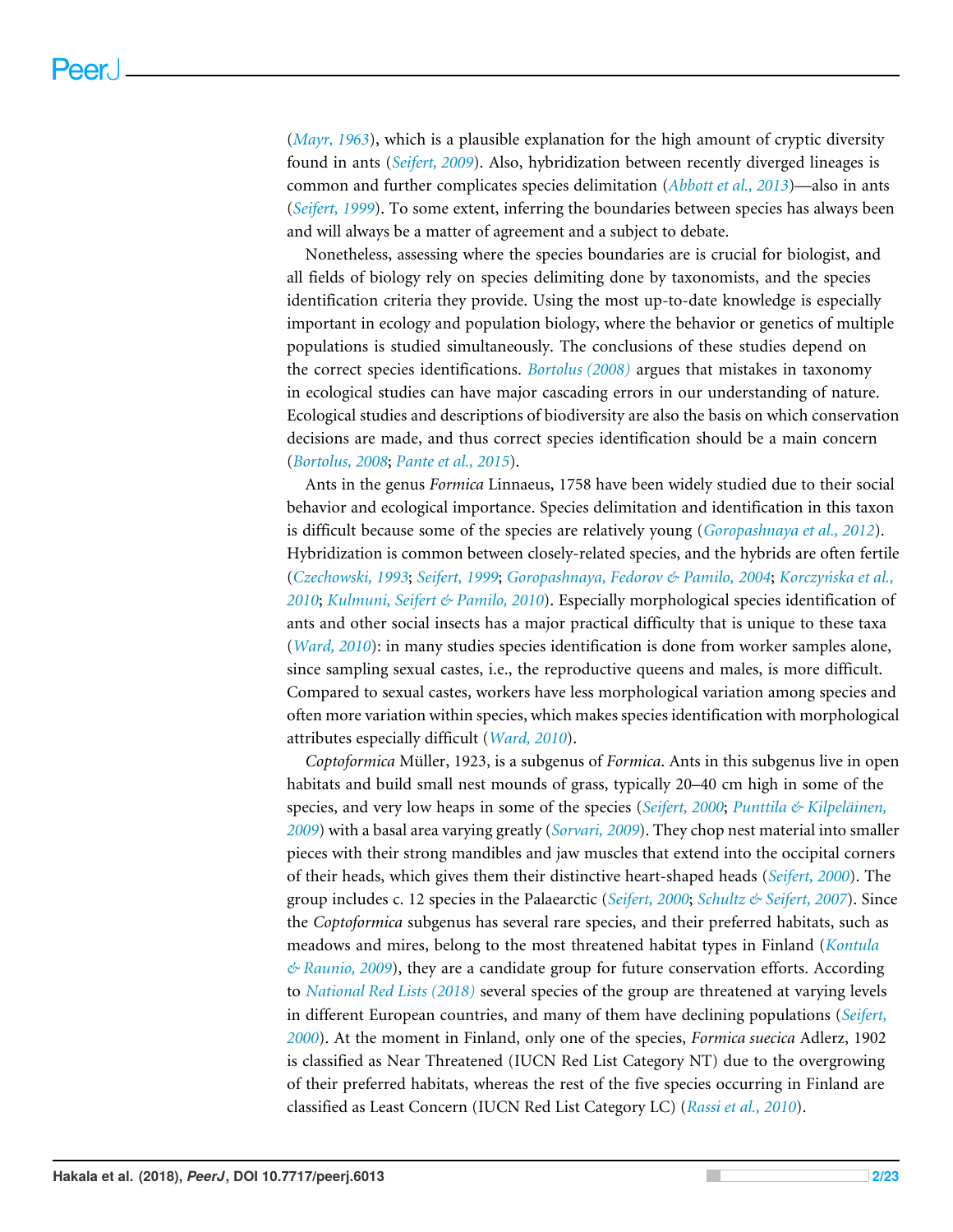(*Mayr, 1963*), which is a plausible explanation for the high amount of cryptic diversity found in ants (*Seifert, 2009*). Also, hybridization between recently diverged lineages is common and further complicates species delimitation (*Abbott et al., 2013*)—also in ants (*Seifert, 1999*). To some extent, inferring the boundaries between species has always been and will always be a matter of agreement and a subject to debate.

Nonetheless, assessing where the species boundaries are is crucial for biologist, and all fields of biology rely on species delimiting done by taxonomists, and the species identification criteria they provide. Using the most up-to-date knowledge is especially important in ecology and population biology, where the behavior or genetics of multiple populations is studied simultaneously. The conclusions of these studies depend on the correct species identifications. *Bortolus (2008)* argues that mistakes in taxonomy in ecological studies can have major cascading errors in our understanding of nature. Ecological studies and descriptions of biodiversity are also the basis on which conservation decisions are made, and thus correct species identification should be a main concern (*Bortolus, 2008*; *Pante et al., 2015*).

Ants in the genus *Formica* Linnaeus, 1758 have been widely studied due to their social behavior and ecological importance. Species delimitation and identification in this taxon is difficult because some of the species are relatively young (*Goropashnaya et al., 2012*). Hybridization is common between closely-related species, and the hybrids are often fertile (*Czechowski, 1993*; *Seifert, 1999*; *Goropashnaya, Fedorov & Pamilo, 2004*; *Korczyńska et al., 2010*; *Kulmuni, Seifert & Pamilo, 2010*). Especially morphological species identification of ants and other social insects has a major practical difficulty that is unique to these taxa (*Ward, 2010*): in many studies species identification is done from worker samples alone, since sampling sexual castes, i.e., the reproductive queens and males, is more difficult. Compared to sexual castes, workers have less morphological variation among species and often more variation within species, which makes species identification with morphological attributes especially difficult (*Ward, 2010*).

*Coptoformica* Müller, 1923, is a subgenus of *Formica*. Ants in this subgenus live in open habitats and build small nest mounds of grass, typically 20–40 cm high in some of the species, and very low heaps in some of the species (*Seifert, 2000*; *Punttila & Kilpeläinen, 2009*) with a basal area varying greatly (*Sorvari, 2009*). They chop nest material into smaller pieces with their strong mandibles and jaw muscles that extend into the occipital corners of their heads, which gives them their distinctive heart-shaped heads (*Seifert, 2000*). The group includes c. 12 species in the Palaearctic (*Seifert, 2000*; *Schultz & Seifert, 2007*). Since the *Coptoformica* subgenus has several rare species, and their preferred habitats, such as meadows and mires, belong to the most threatened habitat types in Finland (*Kontula & Raunio, 2009*), they are a candidate group for future conservation efforts. According to *National Red Lists (2018)* several species of the group are threatened at varying levels in different European countries, and many of them have declining populations (*Seifert, 2000*). At the moment in Finland, only one of the species, *Formica suecica* Adlerz, 1902 is classified as Near Threatened (IUCN Red List Category NT) due to the overgrowing of their preferred habitats, whereas the rest of the five species occurring in Finland are classified as Least Concern (IUCN Red List Category LC) (*Rassi et al., 2010*).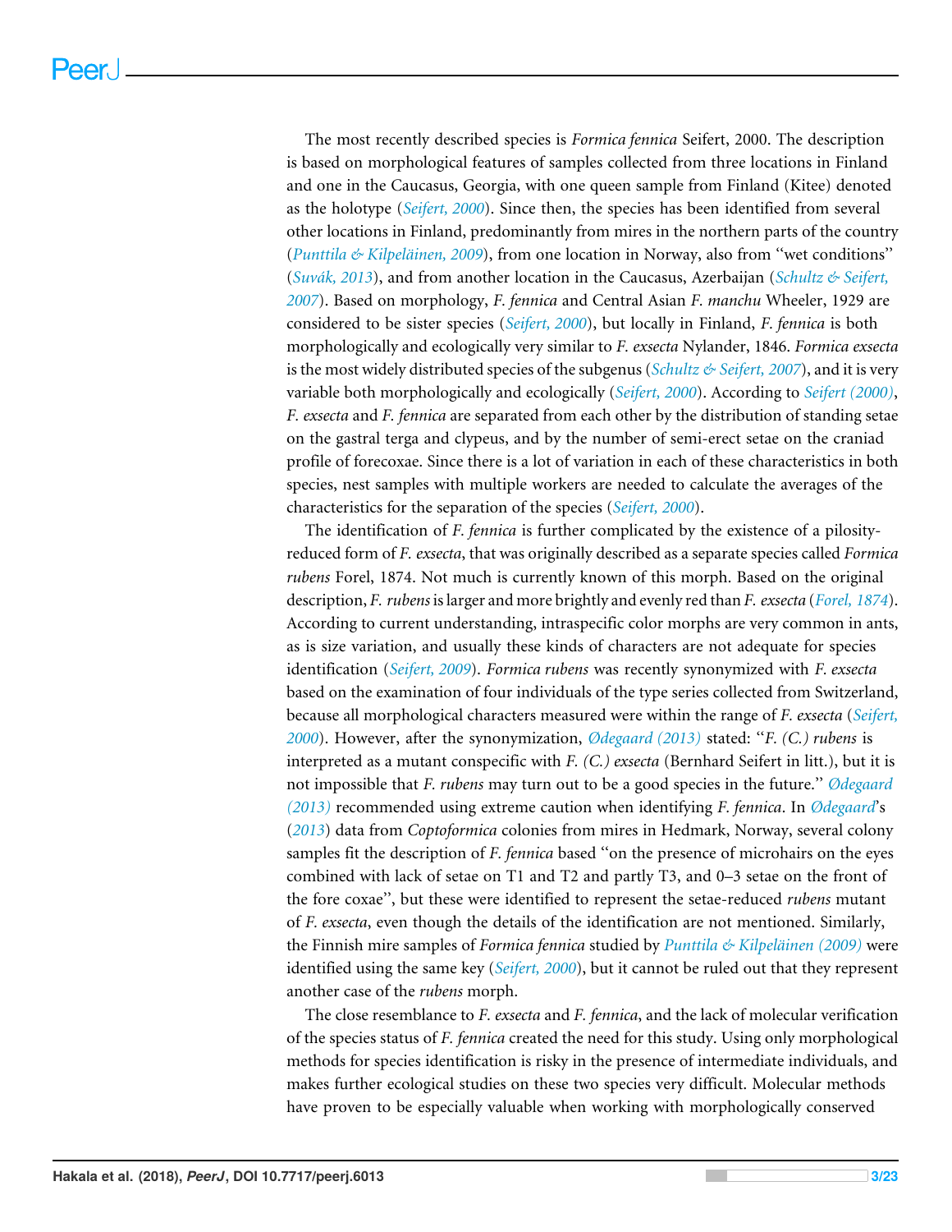The most recently described species is *Formica fennica* Seifert, 2000. The description is based on morphological features of samples collected from three locations in Finland and one in the Caucasus, Georgia, with one queen sample from Finland (Kitee) denoted as the holotype (*Seifert, 2000*). Since then, the species has been identified from several other locations in Finland, predominantly from mires in the northern parts of the country (*Punttila & Kilpeläinen, 2009*), from one location in Norway, also from "wet conditions" (*Suvák, 2013*), and from another location in the Caucasus, Azerbaijan (*Schultz & Seifert, 2007*). Based on morphology, *F. fennica* and Central Asian *F. manchu* Wheeler, 1929 are considered to be sister species (*Seifert, 2000*), but locally in Finland, *F. fennica* is both morphologically and ecologically very similar to *F. exsecta* Nylander, 1846. *Formica exsecta* is the most widely distributed species of the subgenus (*Schultz & Seifert, 2007*), and it is very variable both morphologically and ecologically (*Seifert, 2000*). According to *Seifert (2000)*, *F. exsecta* and *F. fennica* are separated from each other by the distribution of standing setae on the gastral terga and clypeus, and by the number of semi-erect setae on the craniad profile of forecoxae. Since there is a lot of variation in each of these characteristics in both species, nest samples with multiple workers are needed to calculate the averages of the characteristics for the separation of the species (*Seifert, 2000*).

The identification of *F. fennica* is further complicated by the existence of a pilosity-reduced form of *F. exsecta*, that was originally described as a separate species called *Formica rubens* Forel, 1874. Not much is currently known of this morph. Based on the original description, *F. rubens* is larger and more brightly and evenly red than *F. exsecta* (*Forel, 1874*). According to current understanding, intraspecific color morphs are very common in ants, as is size variation, and usually these kinds of characters are not adequate for species identification (*Seifert, 2009*). *Formica rubens* was recently synonymized with *F. exsecta* based on the examination of four individuals of the type series collected from Switzerland, because all morphological characters measured were within the range of *F. exsecta* (*Seifert, 2000*). However, after the synonymization, *Ødegaard (2013)* stated: "*F. (C.) rubens* is interpreted as a mutant conspecific with *F. (C.) exsecta* (Bernhard Seifert in litt.), but it is not impossible that *F. rubens* may turn out to be a good species in the future." *Ødegaard (2013)* recommended using extreme caution when identifying *F. fennica*. In *Ødegaard*'s (*2013*) data from *Coptoformica* colonies from mires in Hedmark, Norway, several colony samples fit the description of *F. fennica* based "on the presence of microhairs on the eyes combined with lack of setae on T1 and T2 and partly T3, and 0–3 setae on the front of the fore coxae", but these were identified to represent the setae-reduced *rubens* mutant of *F. exsecta*, even though the details of the identification are not mentioned. Similarly, the Finnish mire samples of *Formica fennica* studied by *Punttila & Kilpeläinen (2009)* were identified using the same key (*Seifert, 2000*), but it cannot be ruled out that they represent another case of the *rubens* morph.

The close resemblance to *F. exsecta* and *F. fennica*, and the lack of molecular verification of the species status of *F. fennica* created the need for this study. Using only morphological methods for species identification is risky in the presence of intermediate individuals, and makes further ecological studies on these two species very difficult. Molecular methods have proven to be especially valuable when working with morphologically conserved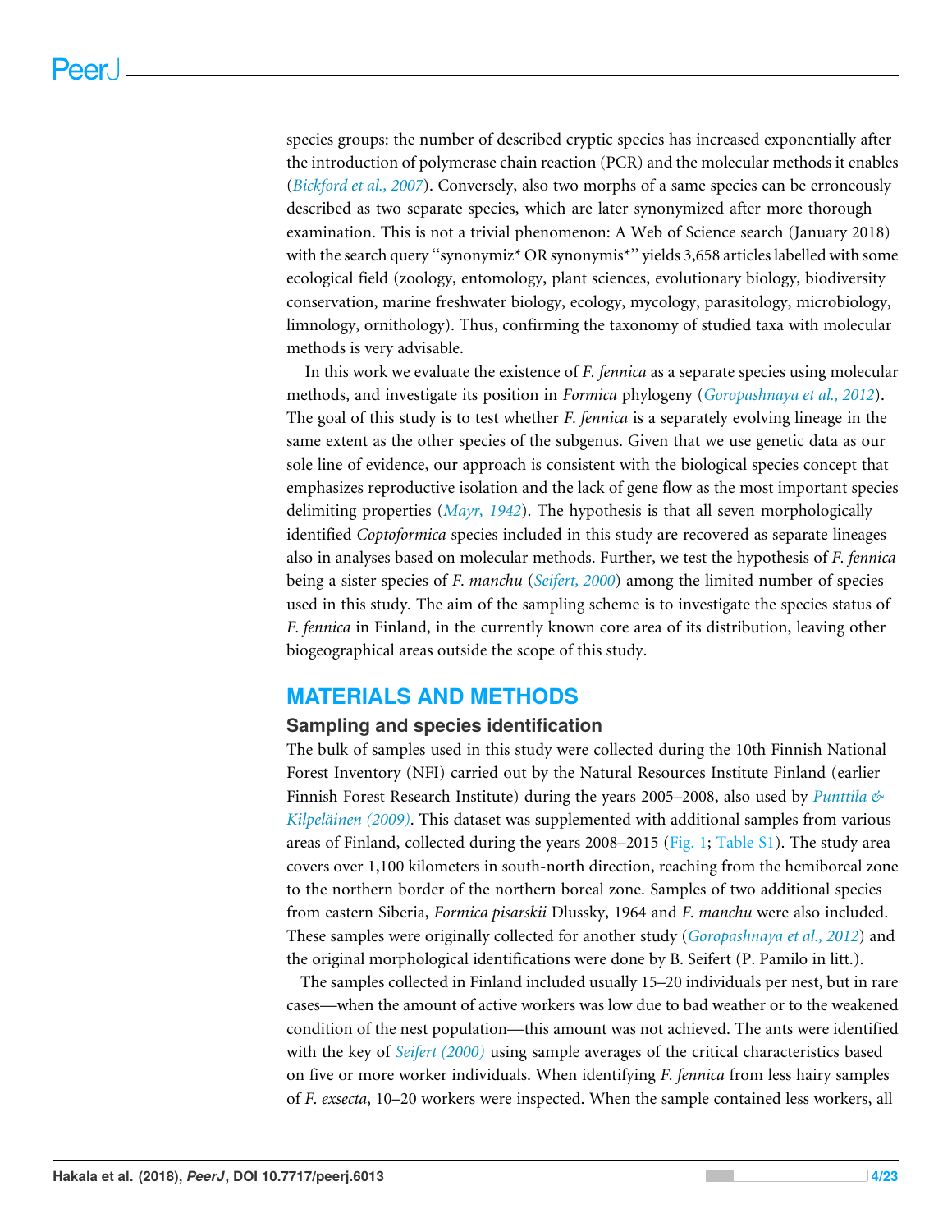species groups: the number of described cryptic species has increased exponentially after the introduction of polymerase chain reaction (PCR) and the molecular methods it enables (*Bickford et al., 2007*). Conversely, also two morphs of a same species can be erroneously described as two separate species, which are later synonymized after more thorough examination. This is not a trivial phenomenon: A Web of Science search (January 2018) with the search query "synonymiz* OR synonymis*" yields 3,658 articles labelled with some ecological field (zoology, entomology, plant sciences, evolutionary biology, biodiversity conservation, marine freshwater biology, ecology, mycology, parasitology, microbiology, limnology, ornithology). Thus, confirming the taxonomy of studied taxa with molecular methods is very advisable.

In this work we evaluate the existence of *F. fennica* as a separate species using molecular methods, and investigate its position in *Formica* phylogeny (*Goropashnaya et al., 2012*). The goal of this study is to test whether *F. fennica* is a separately evolving lineage in the same extent as the other species of the subgenus. Given that we use genetic data as our sole line of evidence, our approach is consistent with the biological species concept that emphasizes reproductive isolation and the lack of gene flow as the most important species delimiting properties (*Mayr, 1942*). The hypothesis is that all seven morphologically identified *Coptoformica* species included in this study are recovered as separate lineages also in analyses based on molecular methods. Further, we test the hypothesis of *F. fennica* being a sister species of *F. manchu* (*Seifert, 2000*) among the limited number of species used in this study. The aim of the sampling scheme is to investigate the species status of *F. fennica* in Finland, in the currently known core area of its distribution, leaving other biogeographical areas outside the scope of this study.

## MATERIALS AND METHODS

### Sampling and species identification

The bulk of samples used in this study were collected during the 10th Finnish National Forest Inventory (NFI) carried out by the Natural Resources Institute Finland (earlier Finnish Forest Research Institute) during the years 2005–2008, also used by *Punttila & Kilpeläinen (2009)*. This dataset was supplemented with additional samples from various areas of Finland, collected during the years 2008–2015 (Fig. 1; Table S1). The study area covers over 1,100 kilometers in south-north direction, reaching from the hemiboreal zone to the northern border of the northern boreal zone. Samples of two additional species from eastern Siberia, *Formica pisarskii* Dlussky, 1964 and *F. manchu* were also included. These samples were originally collected for another study (*Goropashnaya et al., 2012*) and the original morphological identifications were done by B. Seifert (P. Pamilo in litt.).

The samples collected in Finland included usually 15–20 individuals per nest, but in rare cases—when the amount of active workers was low due to bad weather or to the weakened condition of the nest population—this amount was not achieved. The ants were identified with the key of *Seifert (2000)* using sample averages of the critical characteristics based on five or more worker individuals. When identifying *F. fennica* from less hairy samples of *F. exsecta*, 10–20 workers were inspected. When the sample contained less workers, all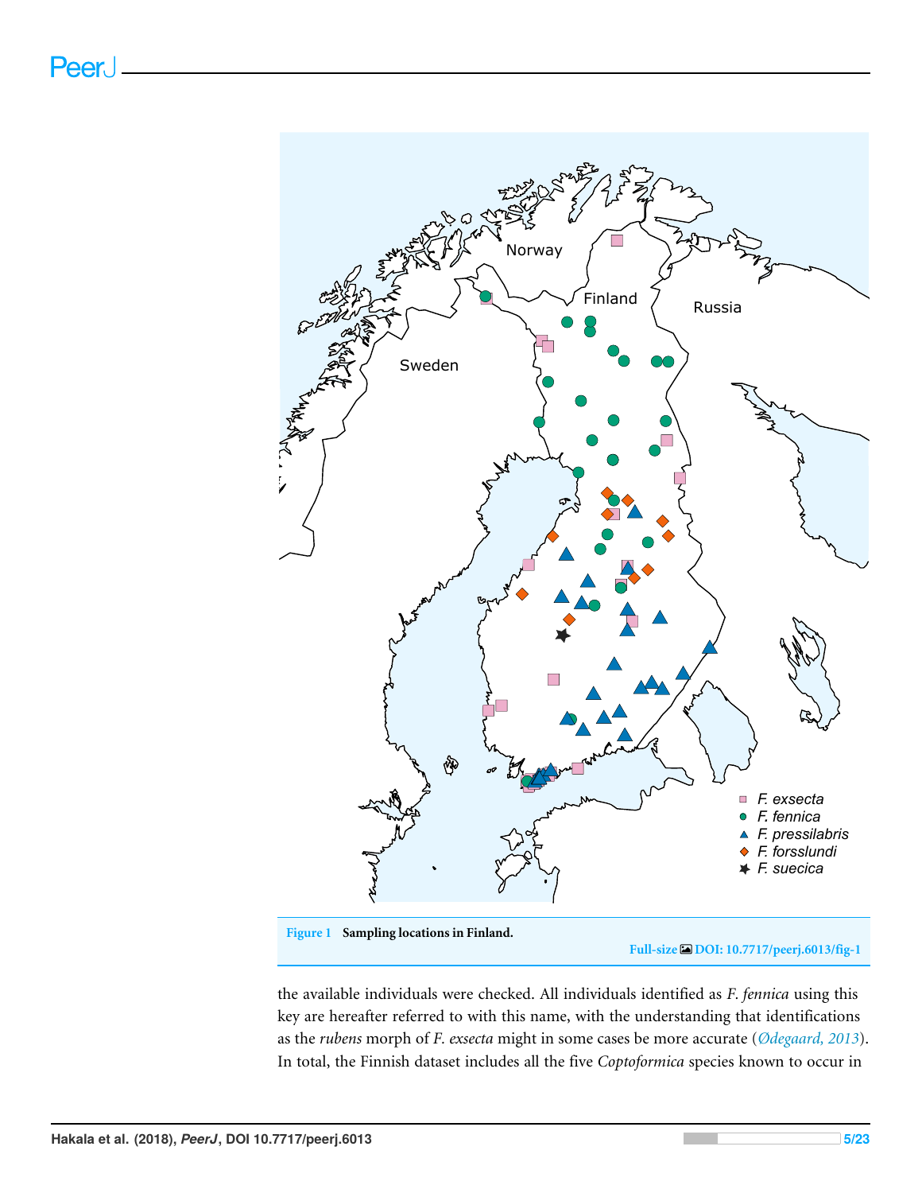**Figure 1 Sampling locations in Finland.**

Full-size DOI: 10.7717/peerj.6013/fig-1

the available individuals were checked. All individuals identified as *F. fennica* using this key are hereafter referred to with this name, with the understanding that identifications as the *rubens* morph of *F. exsecta* might in some cases be more accurate (Ødegaard, 2013). In total, the Finnish dataset includes all the five *Coptoformica* species known to occur in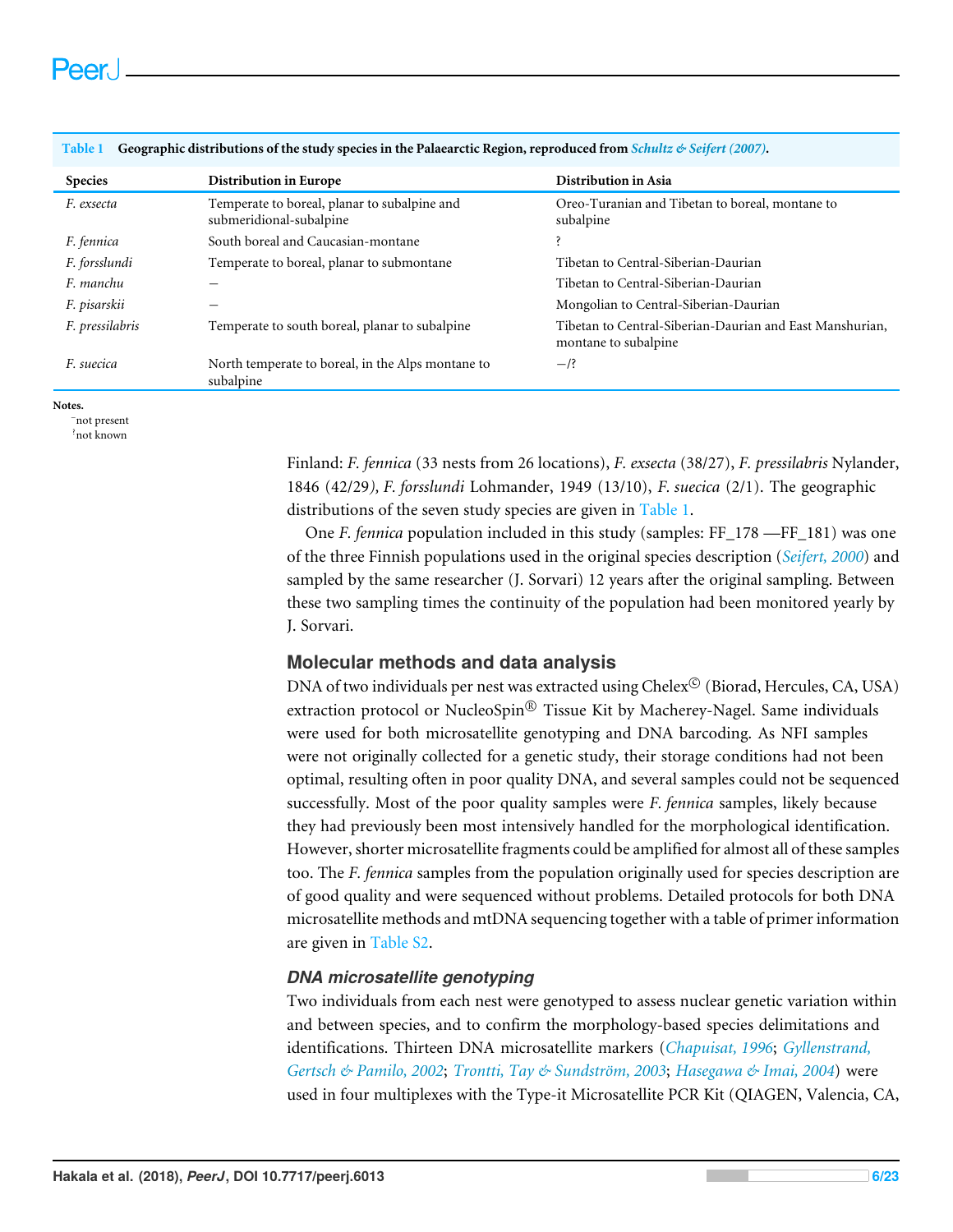**Table 1 Geographic distributions of the study species in the Palaearctic Region, reproduced from *Schultz & Seifert (2007)*.**

| Species | Distribution in Europe | Distribution in Asia |
|---|---|---|
| *F. exsecta* | Temperate to boreal, planar to subalpine and submeridional-subalpine | Oreo-Turanian and Tibetan to boreal, montane to subalpine |
| *F. fennica* | South boreal and Caucasian-montane | ? |
| *F. forsslundi* | Temperate to boreal, planar to submontane | Tibetan to Central-Siberian-Daurian |
| *F. manchu* | — | Tibetan to Central-Siberian-Daurian |
| *F. pisarskii* | — | Mongolian to Central-Siberian-Daurian |
| *F. pressilabris* | Temperate to south boreal, planar to subalpine | Tibetan to Central-Siberian-Daurian and East Manshurian, montane to subalpine |
| *F. suecica* | North temperate to boreal, in the Alps montane to subalpine | —/? |

**Notes.**
— not present
? not known

Finland: *F. fennica* (33 nests from 26 locations), *F. exsecta* (38/27), *F. pressilabris* Nylander, 1846 (42/29), *F. forsslundi* Lohmander, 1949 (13/10), *F. suecica* (2/1). The geographic distributions of the seven study species are given in Table 1.

One *F. fennica* population included in this study (samples: FF_178 —FF_181) was one of the three Finnish populations used in the original species description (*Seifert, 2000*) and sampled by the same researcher (J. Sorvari) 12 years after the original sampling. Between these two sampling times the continuity of the population had been monitored yearly by J. Sorvari.

## Molecular methods and data analysis

DNA of two individuals per nest was extracted using Chelex© (Biorad, Hercules, CA, USA) extraction protocol or NucleoSpin® Tissue Kit by Macherey-Nagel. Same individuals were used for both microsatellite genotyping and DNA barcoding. As NFI samples were not originally collected for a genetic study, their storage conditions had not been optimal, resulting often in poor quality DNA, and several samples could not be sequenced successfully. Most of the poor quality samples were *F. fennica* samples, likely because they had previously been most intensively handled for the morphological identification. However, shorter microsatellite fragments could be amplified for almost all of these samples too. The *F. fennica* samples from the population originally used for species description are of good quality and were sequenced without problems. Detailed protocols for both DNA microsatellite methods and mtDNA sequencing together with a table of primer information are given in Table S2.

### *DNA microsatellite genotyping*

Two individuals from each nest were genotyped to assess nuclear genetic variation within and between species, and to confirm the morphology-based species delimitations and identifications. Thirteen DNA microsatellite markers (*Chapuisat, 1996*; *Gyllenstrand, Gertsch & Pamilo, 2002*; *Trontti, Tay & Sundström, 2003*; *Hasegawa & Imai, 2004*) were used in four multiplexes with the Type-it Microsatellite PCR Kit (QIAGEN, Valencia, CA,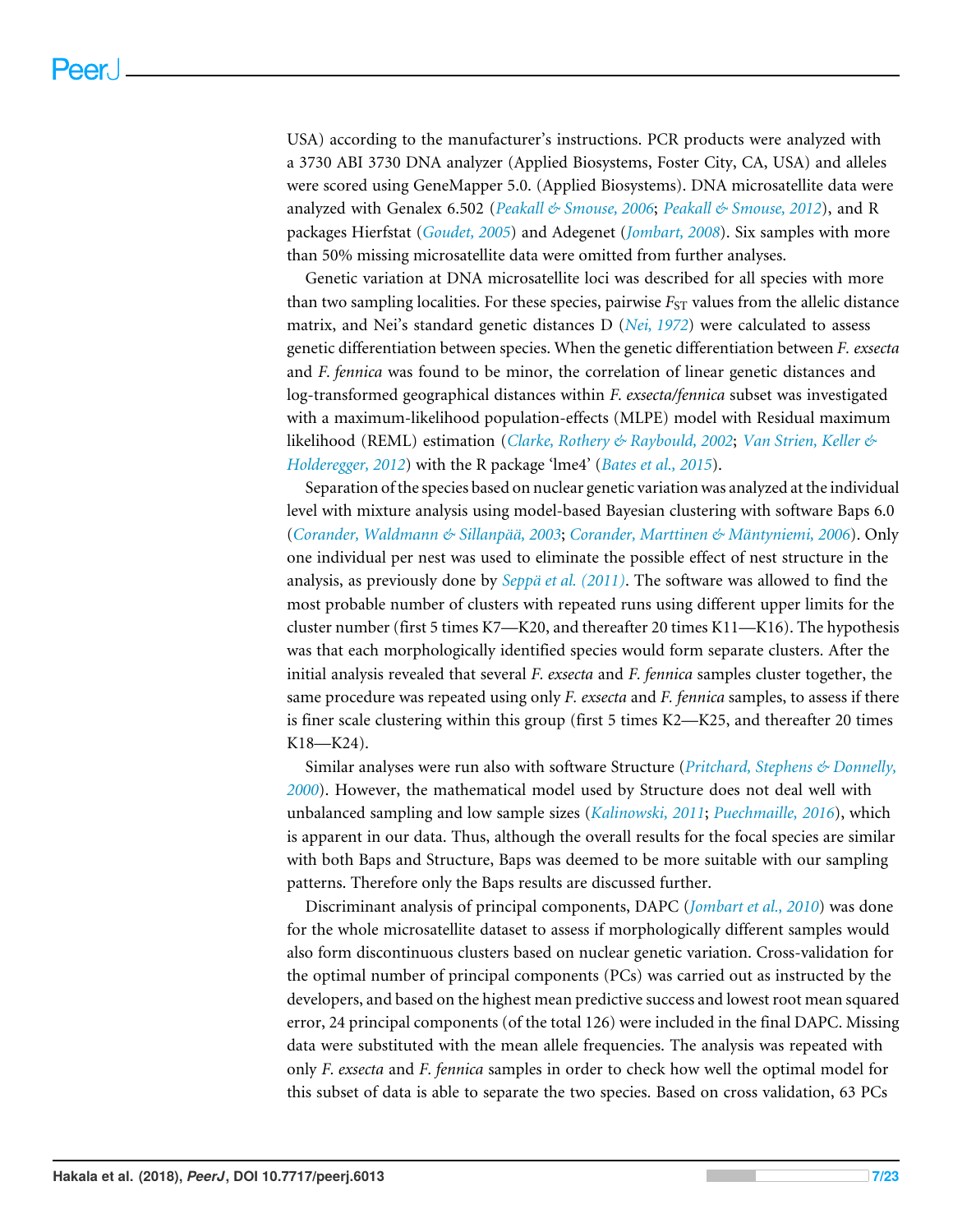USA) according to the manufacturer's instructions. PCR products were analyzed with a 3730 ABI 3730 DNA analyzer (Applied Biosystems, Foster City, CA, USA) and alleles were scored using GeneMapper 5.0. (Applied Biosystems). DNA microsatellite data were analyzed with Genalex 6.502 (*Peakall & Smouse, 2006*; *Peakall & Smouse, 2012*), and R packages Hierfstat (*Goudet, 2005*) and Adegenet (*Jombart, 2008*). Six samples with more than 50% missing microsatellite data were omitted from further analyses.

Genetic variation at DNA microsatellite loci was described for all species with more than two sampling localities. For these species, pairwise $F_{ST}$ values from the allelic distance matrix, and Nei's standard genetic distances D (*Nei, 1972*) were calculated to assess genetic differentiation between species. When the genetic differentiation between *F. exsecta* and *F. fennica* was found to be minor, the correlation of linear genetic distances and log-transformed geographical distances within *F. exsecta/fennica* subset was investigated with a maximum-likelihood population-effects (MLPE) model with Residual maximum likelihood (REML) estimation (*Clarke, Rothery & Raybould, 2002*; *Van Strien, Keller & Holderegger, 2012*) with the R package 'lme4' (*Bates et al., 2015*).

Separation of the species based on nuclear genetic variation was analyzed at the individual level with mixture analysis using model-based Bayesian clustering with software Baps 6.0 (*Corander, Waldmann & Sillanpää, 2003*; *Corander, Marttinen & Mäntyniemi, 2006*). Only one individual per nest was used to eliminate the possible effect of nest structure in the analysis, as previously done by *Seppä et al. (2011)*. The software was allowed to find the most probable number of clusters with repeated runs using different upper limits for the cluster number (first 5 times K7—K20, and thereafter 20 times K11—K16). The hypothesis was that each morphologically identified species would form separate clusters. After the initial analysis revealed that several *F. exsecta* and *F. fennica* samples cluster together, the same procedure was repeated using only *F. exsecta* and *F. fennica* samples, to assess if there is finer scale clustering within this group (first 5 times K2—K25, and thereafter 20 times K18—K24).

Similar analyses were run also with software Structure (*Pritchard, Stephens & Donnelly, 2000*). However, the mathematical model used by Structure does not deal well with unbalanced sampling and low sample sizes (*Kalinowski, 2011*; *Puechmaille, 2016*), which is apparent in our data. Thus, although the overall results for the focal species are similar with both Baps and Structure, Baps was deemed to be more suitable with our sampling patterns. Therefore only the Baps results are discussed further.

Discriminant analysis of principal components, DAPC (*Jombart et al., 2010*) was done for the whole microsatellite dataset to assess if morphologically different samples would also form discontinuous clusters based on nuclear genetic variation. Cross-validation for the optimal number of principal components (PCs) was carried out as instructed by the developers, and based on the highest mean predictive success and lowest root mean squared error, 24 principal components (of the total 126) were included in the final DAPC. Missing data were substituted with the mean allele frequencies. The analysis was repeated with only *F. exsecta* and *F. fennica* samples in order to check how well the optimal model for this subset of data is able to separate the two species. Based on cross validation, 63 PCs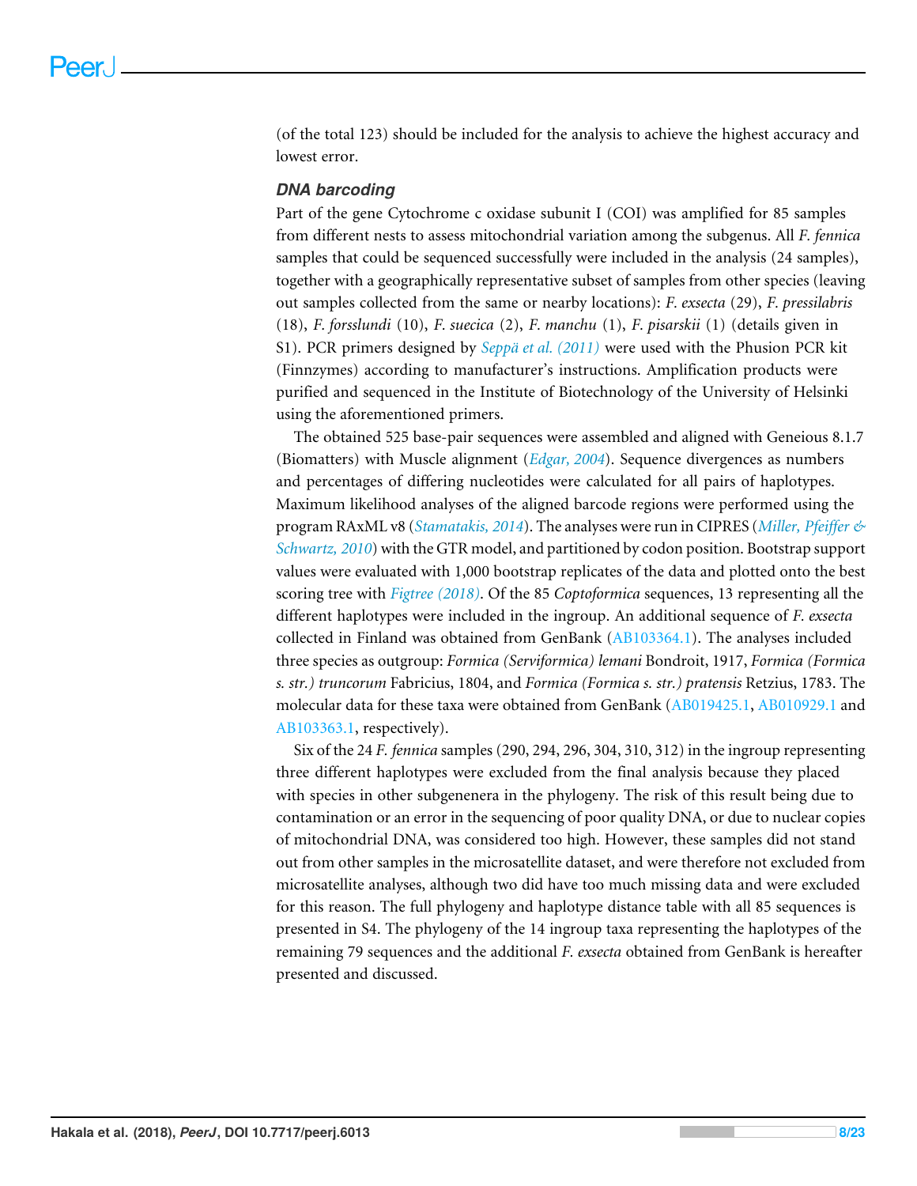(of the total 123) should be included for the analysis to achieve the highest accuracy and lowest error.

### *DNA barcoding*

Part of the gene Cytochrome c oxidase subunit I (COI) was amplified for 85 samples from different nests to assess mitochondrial variation among the subgenus. All *F. fennica* samples that could be sequenced successfully were included in the analysis (24 samples), together with a geographically representative subset of samples from other species (leaving out samples collected from the same or nearby locations): *F. exsecta* (29), *F. pressilabris* (18), *F. forsslundi* (10), *F. suecica* (2), *F. manchu* (1), *F. pisarskii* (1) (details given in S1). PCR primers designed by *Seppä et al. (2011)* were used with the Phusion PCR kit (Finnzymes) according to manufacturer's instructions. Amplification products were purified and sequenced in the Institute of Biotechnology of the University of Helsinki using the aforementioned primers.

The obtained 525 base-pair sequences were assembled and aligned with Geneious 8.1.7 (Biomatters) with Muscle alignment (*Edgar, 2004*). Sequence divergences as numbers and percentages of differing nucleotides were calculated for all pairs of haplotypes. Maximum likelihood analyses of the aligned barcode regions were performed using the program RAxML v8 (*Stamatakis, 2014*). The analyses were run in CIPRES (*Miller, Pfeiffer & Schwartz, 2010*) with the GTR model, and partitioned by codon position. Bootstrap support values were evaluated with 1,000 bootstrap replicates of the data and plotted onto the best scoring tree with *Figtree (2018)*. Of the 85 *Coptoformica* sequences, 13 representing all the different haplotypes were included in the ingroup. An additional sequence of *F. exsecta* collected in Finland was obtained from GenBank (AB103364.1). The analyses included three species as outgroup: *Formica (Serviformica) lemani* Bondroit, 1917, *Formica (Formica s. str.) truncorum* Fabricius, 1804, and *Formica (Formica s. str.) pratensis* Retzius, 1783. The molecular data for these taxa were obtained from GenBank (AB019425.1, AB010929.1 and AB103363.1, respectively).

Six of the 24 *F. fennica* samples (290, 294, 296, 304, 310, 312) in the ingroup representing three different haplotypes were excluded from the final analysis because they placed with species in other subgenenera in the phylogeny. The risk of this result being due to contamination or an error in the sequencing of poor quality DNA, or due to nuclear copies of mitochondrial DNA, was considered too high. However, these samples did not stand out from other samples in the microsatellite dataset, and were therefore not excluded from microsatellite analyses, although two did have too much missing data and were excluded for this reason. The full phylogeny and haplotype distance table with all 85 sequences is presented in S4. The phylogeny of the 14 ingroup taxa representing the haplotypes of the remaining 79 sequences and the additional *F. exsecta* obtained from GenBank is hereafter presented and discussed.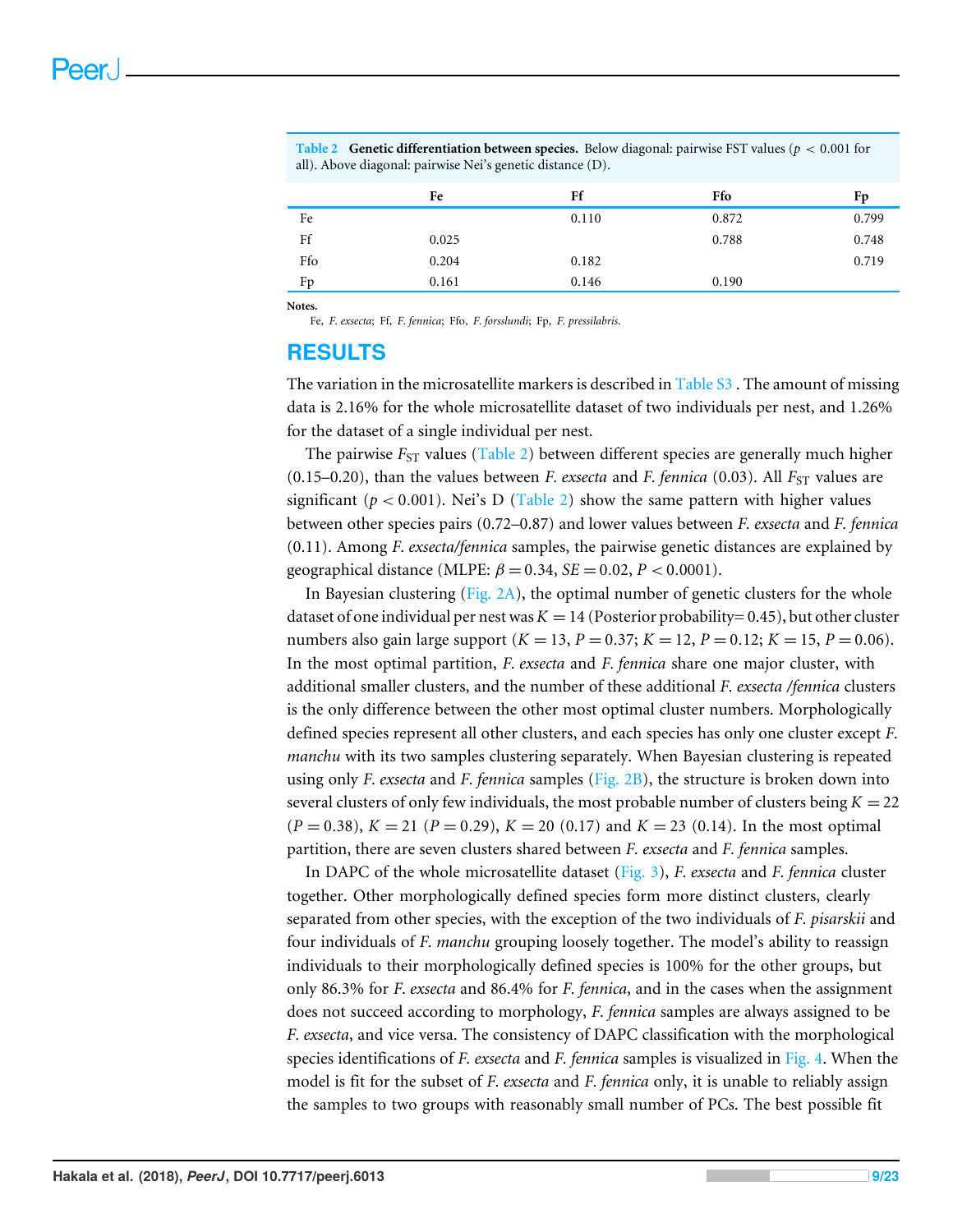**Table 2 Genetic differentiation between species.** Below diagonal: pairwise FST values ($p < 0.001$ for all). Above diagonal: pairwise Nei's genetic distance (D).

| | Fe | Ff | Ffo | Fp |
|---|---|---|---|---|
| Fe | | 0.110 | 0.872 | 0.799 |
| Ff | 0.025 | | 0.788 | 0.748 |
| Ffo | 0.204 | 0.182 | | 0.719 |
| Fp | 0.161 | 0.146 | 0.190 | |

**Notes.**
Fe, *F. exsecta*; Ff, *F. fennica*; Ffo, *F. forsslundi*; Fp, *F. pressilabris*.

# RESULTS

The variation in the microsatellite markers is described in Table S3 . The amount of missing data is 2.16% for the whole microsatellite dataset of two individuals per nest, and 1.26% for the dataset of a single individual per nest.

The pairwise $F_{ST}$ values (Table 2) between different species are generally much higher (0.15–0.20), than the values between *F. exsecta* and *F. fennica* (0.03). All $F_{ST}$ values are significant ($p < 0.001$). Nei's D (Table 2) show the same pattern with higher values between other species pairs (0.72–0.87) and lower values between *F. exsecta* and *F. fennica* (0.11). Among *F. exsecta/fennica* samples, the pairwise genetic distances are explained by geographical distance (MLPE: $\beta = 0.34$, $SE = 0.02$, $P < 0.0001$).

In Bayesian clustering (Fig. 2A), the optimal number of genetic clusters for the whole dataset of one individual per nest was $K = 14$ (Posterior probability= 0.45), but other cluster numbers also gain large support ($K = 13$, $P = 0.37$; $K = 12$, $P = 0.12$; $K = 15$, $P = 0.06$). In the most optimal partition, *F. exsecta* and *F. fennica* share one major cluster, with additional smaller clusters, and the number of these additional *F. exsecta /fennica* clusters is the only difference between the other most optimal cluster numbers. Morphologically defined species represent all other clusters, and each species has only one cluster except *F. manchu* with its two samples clustering separately. When Bayesian clustering is repeated using only *F. exsecta* and *F. fennica* samples (Fig. 2B), the structure is broken down into several clusters of only few individuals, the most probable number of clusters being $K = 22$ ($P = 0.38$), $K = 21$ ($P = 0.29$), $K = 20$ (0.17) and $K = 23$ (0.14). In the most optimal partition, there are seven clusters shared between *F. exsecta* and *F. fennica* samples.

In DAPC of the whole microsatellite dataset (Fig. 3), *F. exsecta* and *F. fennica* cluster together. Other morphologically defined species form more distinct clusters, clearly separated from other species, with the exception of the two individuals of *F. pisarskii* and four individuals of *F. manchu* grouping loosely together. The model's ability to reassign individuals to their morphologically defined species is 100% for the other groups, but only 86.3% for *F. exsecta* and 86.4% for *F. fennica*, and in the cases when the assignment does not succeed according to morphology, *F. fennica* samples are always assigned to be *F. exsecta*, and vice versa. The consistency of DAPC classification with the morphological species identifications of *F. exsecta* and *F. fennica* samples is visualized in Fig. 4. When the model is fit for the subset of *F. exsecta* and *F. fennica* only, it is unable to reliably assign the samples to two groups with reasonably small number of PCs. The best possible fit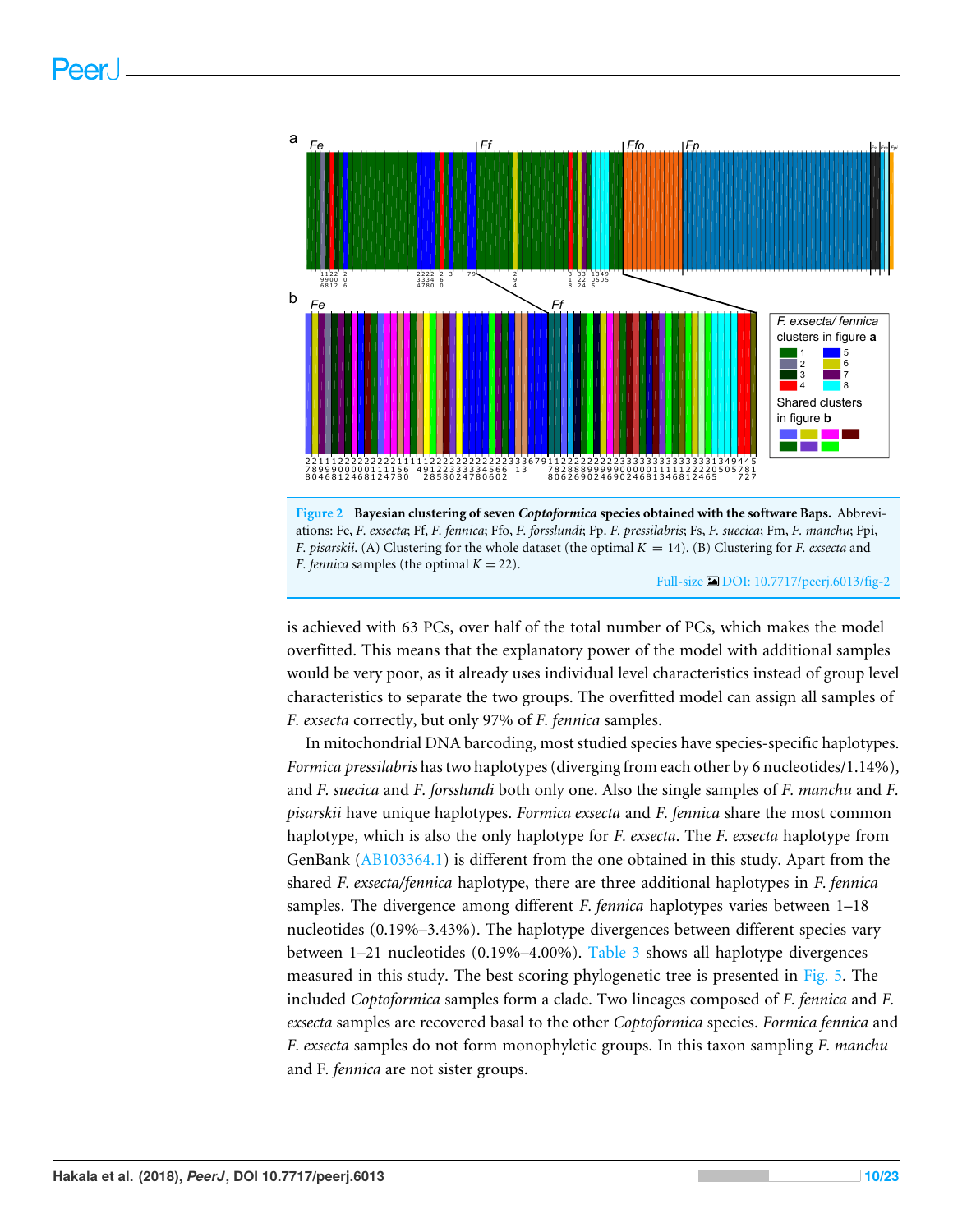**Figure 2 Bayesian clustering of seven *Coptoformica* species obtained with the software Baps.** Abbreviations: Fe, *F. exsecta*; Ff, *F. fennica*; Ffo, *F. forsslundi*; Fp. *F. pressilabris*; Fs, *F. suecica*; Fm, *F. manchu*; Fpi, *F. pisarskii*. (A) Clustering for the whole dataset (the optimal $K = 14$). (B) Clustering for *F. exsecta* and *F. fennica* samples (the optimal $K = 22$).

Full-size DOI: 10.7717/peerj.6013/fig-2

is achieved with 63 PCs, over half of the total number of PCs, which makes the model overfitted. This means that the explanatory power of the model with additional samples would be very poor, as it already uses individual level characteristics instead of group level characteristics to separate the two groups. The overfitted model can assign all samples of *F. exsecta* correctly, but only 97% of *F. fennica* samples.

In mitochondrial DNA barcoding, most studied species have species-specific haplotypes. *Formica pressilabris* has two haplotypes (diverging from each other by 6 nucleotides/1.14%), and *F. suecica* and *F. forsslundi* both only one. Also the single samples of *F. manchu* and *F. pisarskii* have unique haplotypes. *Formica exsecta* and *F. fennica* share the most common haplotype, which is also the only haplotype for *F. exsecta*. The *F. exsecta* haplotype from GenBank (AB103364.1) is different from the one obtained in this study. Apart from the shared *F. exsecta/fennica* haplotype, there are three additional haplotypes in *F. fennica* samples. The divergence among different *F. fennica* haplotypes varies between 1–18 nucleotides (0.19%–3.43%). The haplotype divergences between different species vary between 1–21 nucleotides (0.19%–4.00%). Table 3 shows all haplotype divergences measured in this study. The best scoring phylogenetic tree is presented in Fig. 5. The included *Coptoformica* samples form a clade. Two lineages composed of *F. fennica* and *F. exsecta* samples are recovered basal to the other *Coptoformica* species. *Formica fennica* and *F. exsecta* samples do not form monophyletic groups. In this taxon sampling *F. manchu* and F. *fennica* are not sister groups.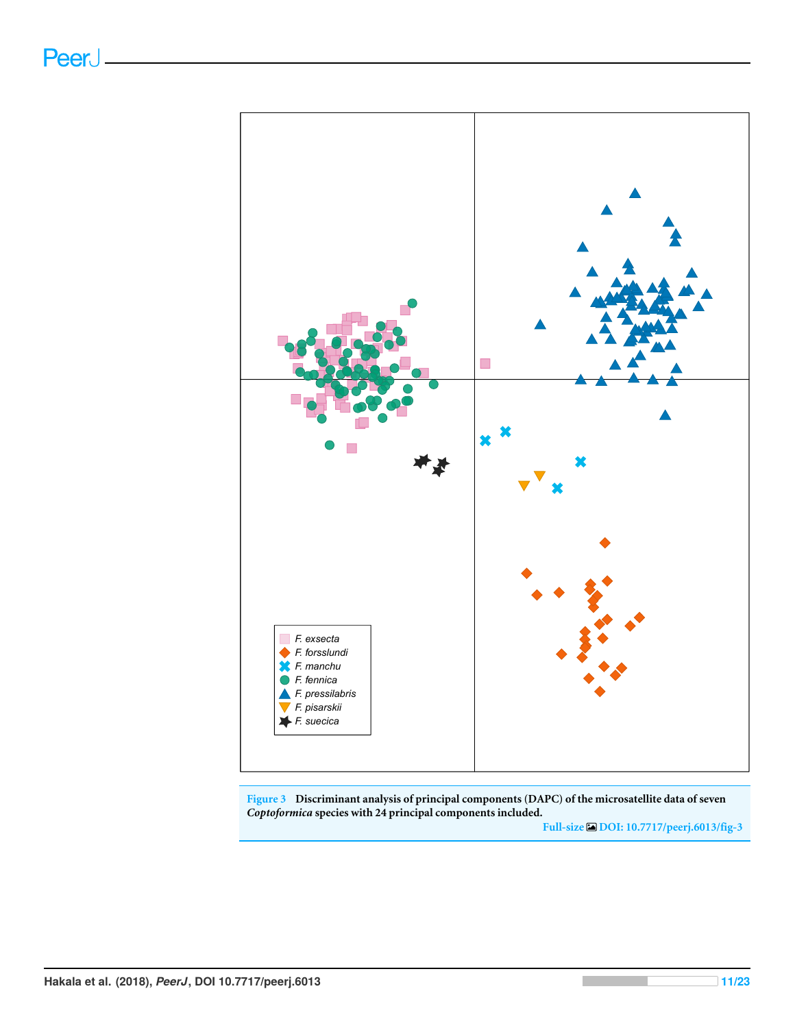Figure 3 **Discriminant analysis of principal components (DAPC) of the microsatellite data of seven *Coptoformica* species with 24 principal components included.**

Full-size DOI: 10.7717/peerj.6013/fig-3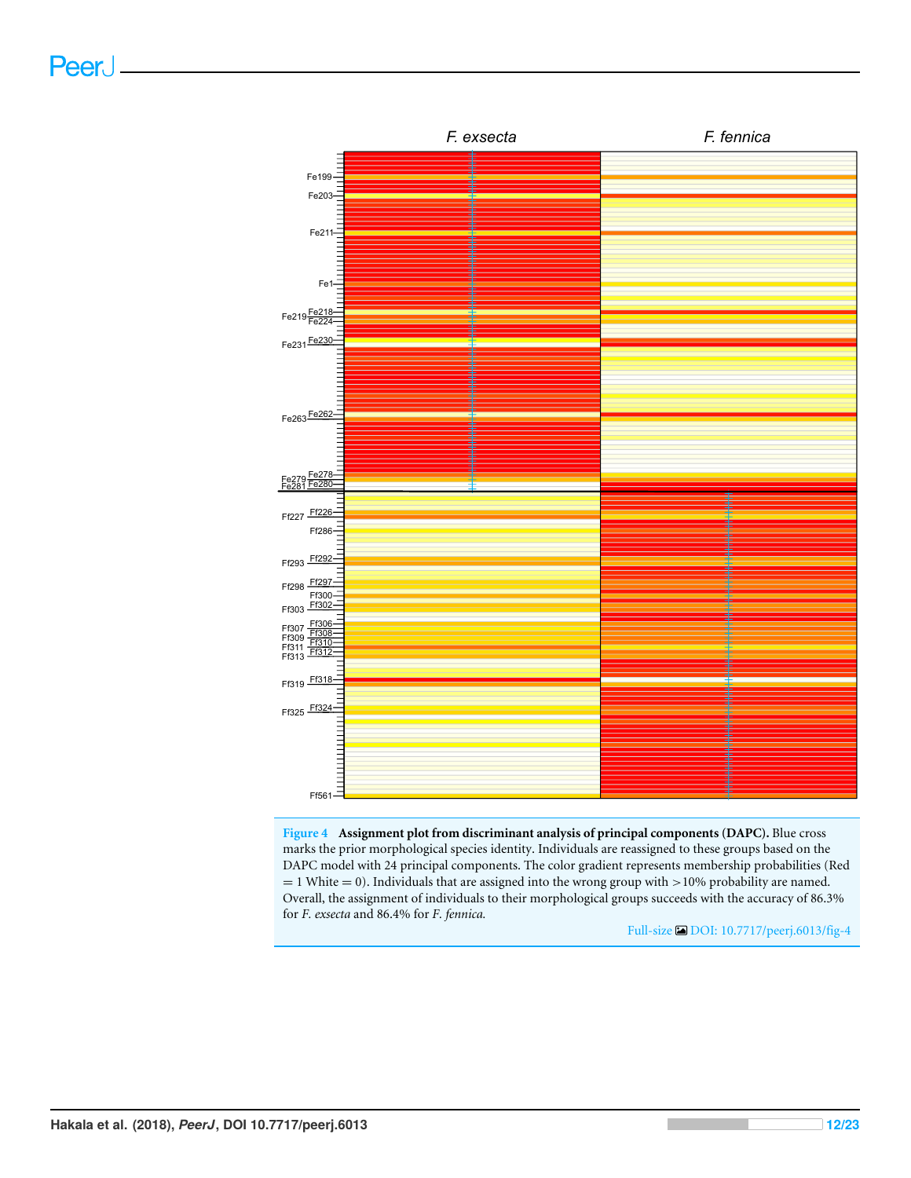**Figure 4 Assignment plot from discriminant analysis of principal components (DAPC).** Blue cross marks the prior morphological species identity. Individuals are reassigned to these groups based on the DAPC model with 24 principal components. The color gradient represents membership probabilities (Red = 1 White = 0). Individuals that are assigned into the wrong group with >10% probability are named. Overall, the assignment of individuals to their morphological groups succeeds with the accuracy of 86.3% for *F. exsecta* and 86.4% for *F. fennica*.

Full-size DOI: 10.7717/peerj.6013/fig-4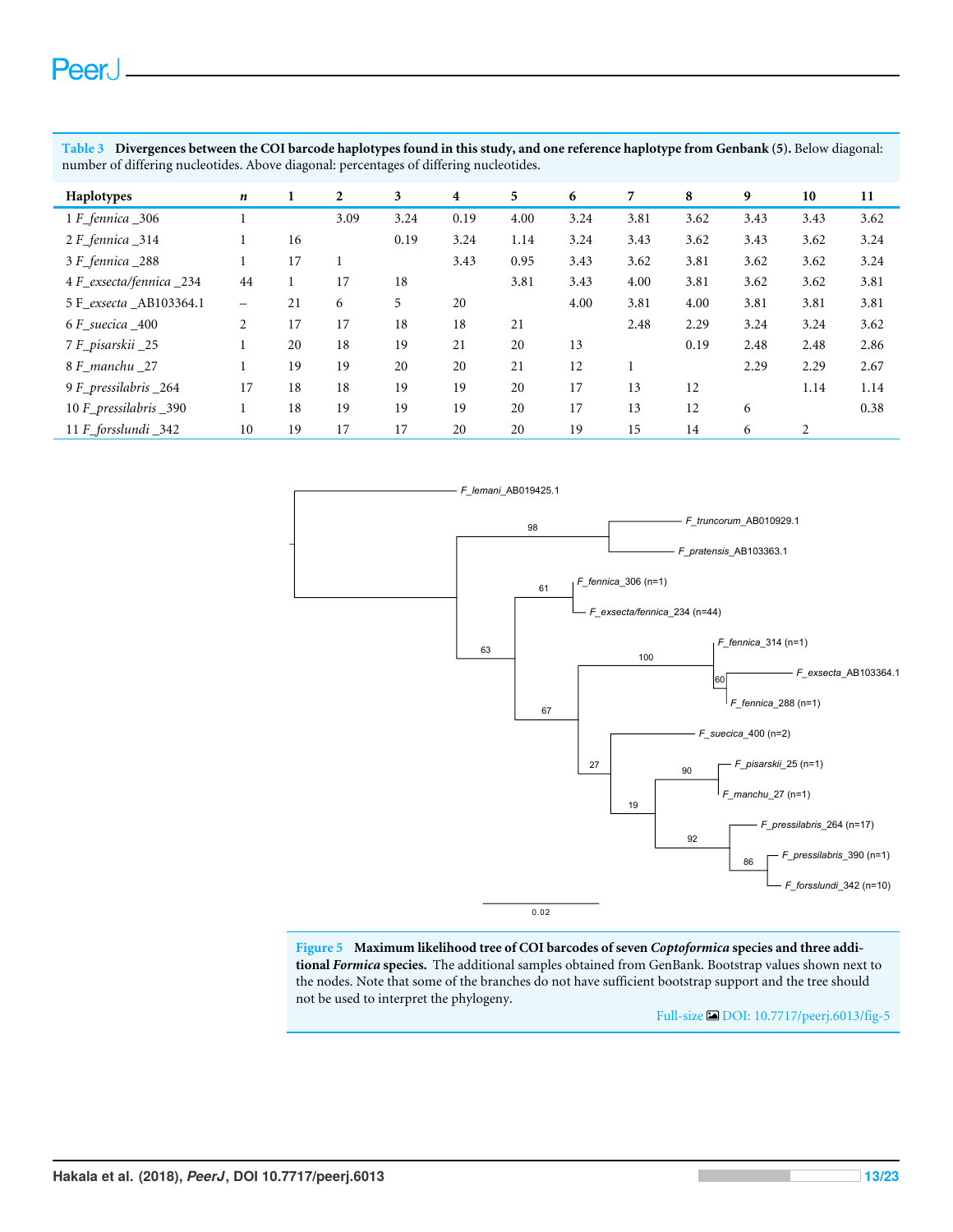**Table 3 Divergences between the COI barcode haplotypes found in this study, and one reference haplotype from Genbank (5).** Below diagonal: number of differing nucleotides. Above diagonal: percentages of differing nucleotides.

| Haplotypes | *n* | 1 | 2 | 3 | 4 | 5 | 6 | 7 | 8 | 9 | 10 | 11 |
|---|---|---|---|---|---|---|---|---|---|---|---|---|
| 1 *F_fennica* _306 | 1 | | 3.09 | 3.24 | 0.19 | 4.00 | 3.24 | 3.81 | 3.62 | 3.43 | 3.43 | 3.62 |
| 2 *F_fennica* _314 | 1 | 16 | | 0.19 | 3.24 | 1.14 | 3.24 | 3.43 | 3.62 | 3.43 | 3.62 | 3.24 |
| 3 *F_fennica* _288 | 1 | 17 | 1 | | 3.43 | 0.95 | 3.43 | 3.62 | 3.81 | 3.62 | 3.62 | 3.24 |
| 4 *F_exsecta/fennica* _234 | 44 | 1 | 17 | 18 | | 3.81 | 3.43 | 4.00 | 3.81 | 3.62 | 3.62 | 3.81 |
| 5 F_*exsecta* _AB103364.1 | – | 21 | 6 | 5 | 20 | | 4.00 | 3.81 | 4.00 | 3.81 | 3.81 | 3.81 |
| 6 *F_suecica* _400 | 2 | 17 | 17 | 18 | 18 | 21 | | 2.48 | 2.29 | 3.24 | 3.24 | 3.62 |
| 7 *F_pisarskii* _25 | 1 | 20 | 18 | 19 | 21 | 20 | 13 | | 0.19 | 2.48 | 2.48 | 2.86 |
| 8 *F_manchu* _27 | 1 | 19 | 19 | 20 | 20 | 21 | 12 | 1 | | 2.29 | 2.29 | 2.67 |
| 9 *F_pressilabris* _264 | 17 | 18 | 18 | 19 | 19 | 20 | 17 | 13 | 12 | | 1.14 | 1.14 |
| 10 *F_pressilabris* _390 | 1 | 18 | 19 | 19 | 19 | 20 | 17 | 13 | 12 | 6 | | 0.38 |
| 11 *F_forsslundi* _342 | 10 | 19 | 17 | 17 | 20 | 20 | 19 | 15 | 14 | 6 | 2 | |

**Figure 5 Maximum likelihood tree of COI barcodes of seven *Coptoformica* species and three additional *Formica* species.** The additional samples obtained from GenBank. Bootstrap values shown next to the nodes. Note that some of the branches do not have sufficient bootstrap support and the tree should not be used to interpret the phylogeny.

Full-size DOI: 10.7717/peerj.6013/fig-5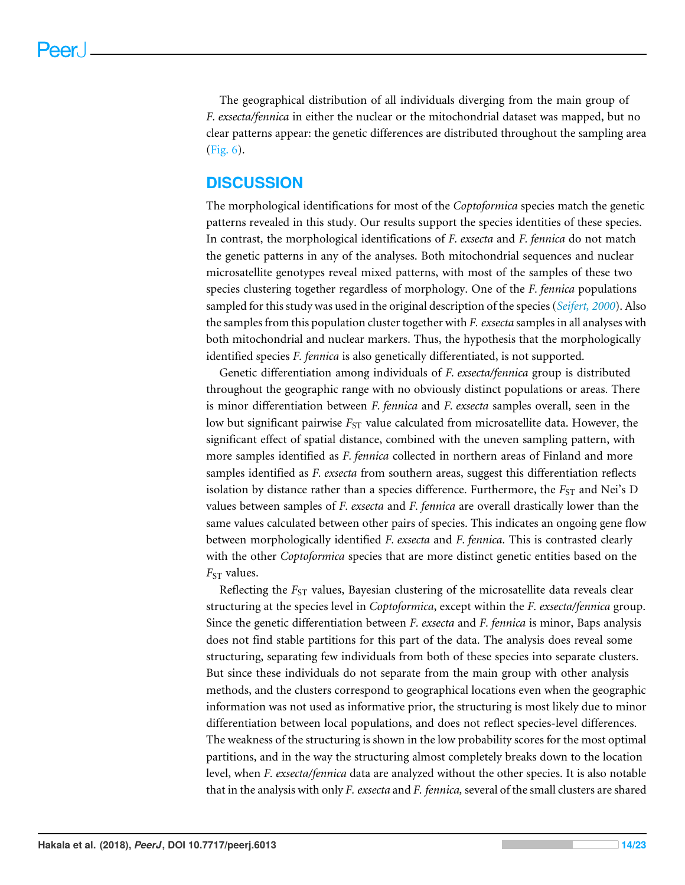The geographical distribution of all individuals diverging from the main group of *F. exsecta/fennica* in either the nuclear or the mitochondrial dataset was mapped, but no clear patterns appear: the genetic differences are distributed throughout the sampling area (Fig. 6).

## DISCUSSION

The morphological identifications for most of the *Coptoformica* species match the genetic patterns revealed in this study. Our results support the species identities of these species. In contrast, the morphological identifications of *F. exsecta* and *F. fennica* do not match the genetic patterns in any of the analyses. Both mitochondrial sequences and nuclear microsatellite genotypes reveal mixed patterns, with most of the samples of these two species clustering together regardless of morphology. One of the *F. fennica* populations sampled for this study was used in the original description of the species (*Seifert, 2000*). Also the samples from this population cluster together with *F. exsecta* samples in all analyses with both mitochondrial and nuclear markers. Thus, the hypothesis that the morphologically identified species *F. fennica* is also genetically differentiated, is not supported.

Genetic differentiation among individuals of *F. exsecta/fennica* group is distributed throughout the geographic range with no obviously distinct populations or areas. There is minor differentiation between *F. fennica* and *F. exsecta* samples overall, seen in the low but significant pairwise $F_{ST}$ value calculated from microsatellite data. However, the significant effect of spatial distance, combined with the uneven sampling pattern, with more samples identified as *F. fennica* collected in northern areas of Finland and more samples identified as *F. exsecta* from southern areas, suggest this differentiation reflects isolation by distance rather than a species difference. Furthermore, the $F_{ST}$ and Nei's D values between samples of *F. exsecta* and *F. fennica* are overall drastically lower than the same values calculated between other pairs of species. This indicates an ongoing gene flow between morphologically identified *F. exsecta* and *F. fennica*. This is contrasted clearly with the other *Coptoformica* species that are more distinct genetic entities based on the $F_{ST}$ values.

Reflecting the $F_{ST}$ values, Bayesian clustering of the microsatellite data reveals clear structuring at the species level in *Coptoformica*, except within the *F. exsecta/fennica* group. Since the genetic differentiation between *F. exsecta* and *F. fennica* is minor, Baps analysis does not find stable partitions for this part of the data. The analysis does reveal some structuring, separating few individuals from both of these species into separate clusters. But since these individuals do not separate from the main group with other analysis methods, and the clusters correspond to geographical locations even when the geographic information was not used as informative prior, the structuring is most likely due to minor differentiation between local populations, and does not reflect species-level differences. The weakness of the structuring is shown in the low probability scores for the most optimal partitions, and in the way the structuring almost completely breaks down to the location level, when *F. exsecta/fennica* data are analyzed without the other species. It is also notable that in the analysis with only *F. exsecta* and *F. fennica,* several of the small clusters are shared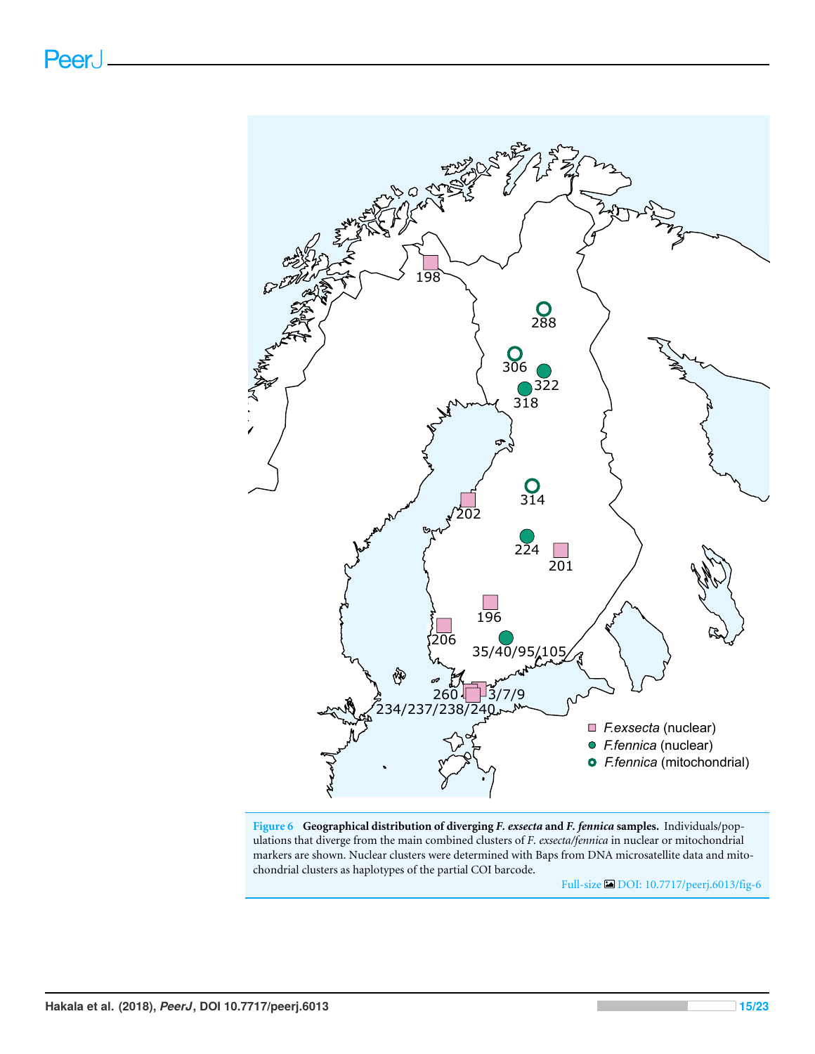**Figure 6 Geographical distribution of diverging *F. exsecta* and *F. fennica* samples.** Individuals/populations that diverge from the main combined clusters of *F. exsecta/fennica* in nuclear or mitochondrial markers are shown. Nuclear clusters were determined with Baps from DNA microsatellite data and mitochondrial clusters as haplotypes of the partial COI barcode.

Full-size DOI: 10.7717/peerj.6013/fig-6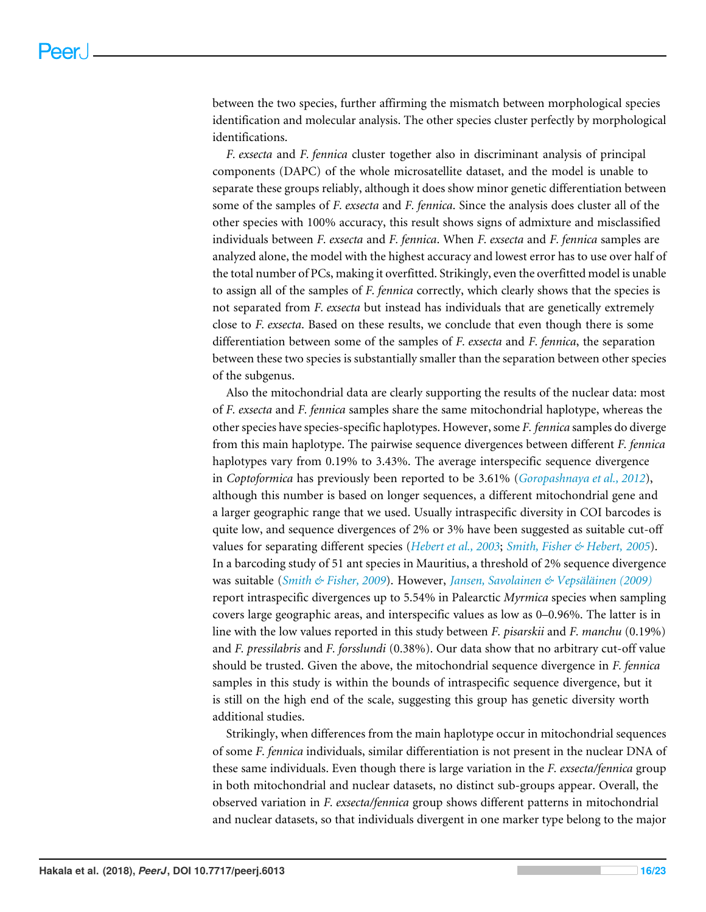between the two species, further affirming the mismatch between morphological species identification and molecular analysis. The other species cluster perfectly by morphological identifications.

*F. exsecta* and *F. fennica* cluster together also in discriminant analysis of principal components (DAPC) of the whole microsatellite dataset, and the model is unable to separate these groups reliably, although it does show minor genetic differentiation between some of the samples of *F. exsecta* and *F. fennica*. Since the analysis does cluster all of the other species with 100% accuracy, this result shows signs of admixture and misclassified individuals between *F. exsecta* and *F. fennica*. When *F. exsecta* and *F. fennica* samples are analyzed alone, the model with the highest accuracy and lowest error has to use over half of the total number of PCs, making it overfitted. Strikingly, even the overfitted model is unable to assign all of the samples of *F. fennica* correctly, which clearly shows that the species is not separated from *F. exsecta* but instead has individuals that are genetically extremely close to *F. exsecta*. Based on these results, we conclude that even though there is some differentiation between some of the samples of *F. exsecta* and *F. fennica*, the separation between these two species is substantially smaller than the separation between other species of the subgenus.

Also the mitochondrial data are clearly supporting the results of the nuclear data: most of *F. exsecta* and *F. fennica* samples share the same mitochondrial haplotype, whereas the other species have species-specific haplotypes. However, some *F. fennica* samples do diverge from this main haplotype. The pairwise sequence divergences between different *F. fennica* haplotypes vary from 0.19% to 3.43%. The average interspecific sequence divergence in *Coptoformica* has previously been reported to be 3.61% (Goropashnaya et al., 2012), although this number is based on longer sequences, a different mitochondrial gene and a larger geographic range that we used. Usually intraspecific diversity in COI barcodes is quite low, and sequence divergences of 2% or 3% have been suggested as suitable cut-off values for separating different species (Hebert et al., 2003; Smith, Fisher & Hebert, 2005). In a barcoding study of 51 ant species in Mauritius, a threshold of 2% sequence divergence was suitable (Smith & Fisher, 2009). However, Jansen, Savolainen & Vepsäläinen (2009) report intraspecific divergences up to 5.54% in Palearctic *Myrmica* species when sampling covers large geographic areas, and interspecific values as low as 0–0.96%. The latter is in line with the low values reported in this study between *F. pisarskii* and *F. manchu* (0.19%) and *F. pressilabris* and *F. forsslundi* (0.38%). Our data show that no arbitrary cut-off value should be trusted. Given the above, the mitochondrial sequence divergence in *F. fennica* samples in this study is within the bounds of intraspecific sequence divergence, but it is still on the high end of the scale, suggesting this group has genetic diversity worth additional studies.

Strikingly, when differences from the main haplotype occur in mitochondrial sequences of some *F. fennica* individuals, similar differentiation is not present in the nuclear DNA of these same individuals. Even though there is large variation in the *F. exsecta/fennica* group in both mitochondrial and nuclear datasets, no distinct sub-groups appear. Overall, the observed variation in *F. exsecta/fennica* group shows different patterns in mitochondrial and nuclear datasets, so that individuals divergent in one marker type belong to the major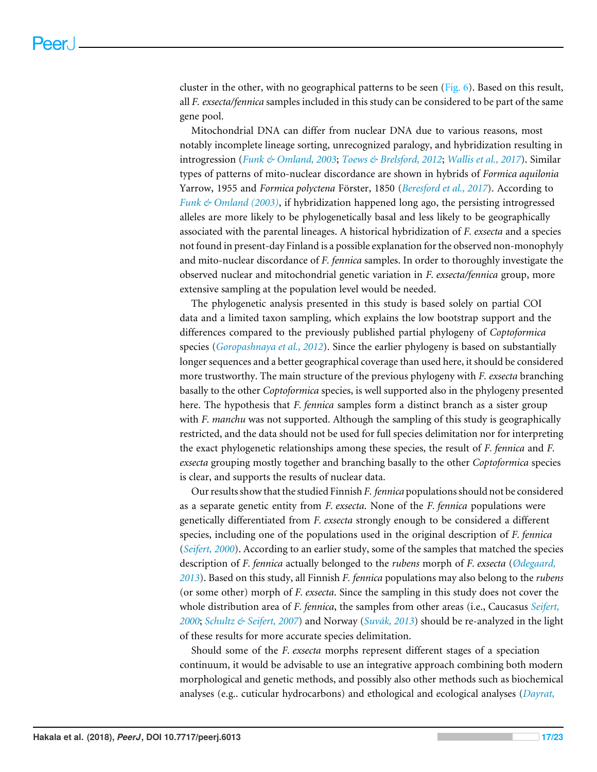cluster in the other, with no geographical patterns to be seen (Fig. 6). Based on this result, all *F. exsecta/fennica* samples included in this study can be considered to be part of the same gene pool.

Mitochondrial DNA can differ from nuclear DNA due to various reasons, most notably incomplete lineage sorting, unrecognized paralogy, and hybridization resulting in introgression (*Funk & Omland, 2003*; *Toews & Brelsford, 2012*; *Wallis et al., 2017*). Similar types of patterns of mito-nuclear discordance are shown in hybrids of *Formica aquilonia* Yarrow, 1955 and *Formica polyctena* Förster, 1850 (*Beresford et al., 2017*). According to *Funk & Omland (2003)*, if hybridization happened long ago, the persisting introgressed alleles are more likely to be phylogenetically basal and less likely to be geographically associated with the parental lineages. A historical hybridization of *F. exsecta* and a species not found in present-day Finland is a possible explanation for the observed non-monophyly and mito-nuclear discordance of *F. fennica* samples. In order to thoroughly investigate the observed nuclear and mitochondrial genetic variation in *F. exsecta/fennica* group, more extensive sampling at the population level would be needed.

The phylogenetic analysis presented in this study is based solely on partial COI data and a limited taxon sampling, which explains the low bootstrap support and the differences compared to the previously published partial phylogeny of *Coptoformica* species (*Goropashnaya et al., 2012*). Since the earlier phylogeny is based on substantially longer sequences and a better geographical coverage than used here, it should be considered more trustworthy. The main structure of the previous phylogeny with *F. exsecta* branching basally to the other *Coptoformica* species, is well supported also in the phylogeny presented here. The hypothesis that *F. fennica* samples form a distinct branch as a sister group with *F. manchu* was not supported. Although the sampling of this study is geographically restricted, and the data should not be used for full species delimitation nor for interpreting the exact phylogenetic relationships among these species, the result of *F. fennica* and *F. exsecta* grouping mostly together and branching basally to the other *Coptoformica* species is clear, and supports the results of nuclear data.

Our results show that the studied Finnish *F. fennica* populations should not be considered as a separate genetic entity from *F. exsecta*. None of the *F. fennica* populations were genetically differentiated from *F. exsecta* strongly enough to be considered a different species, including one of the populations used in the original description of *F. fennica* (*Seifert, 2000*). According to an earlier study, some of the samples that matched the species description of *F. fennica* actually belonged to the *rubens* morph of *F. exsecta* (*Ødegaard, 2013*). Based on this study, all Finnish *F. fennica* populations may also belong to the *rubens* (or some other) morph of *F. exsecta*. Since the sampling in this study does not cover the whole distribution area of *F. fennica*, the samples from other areas (i.e., Caucasus *Seifert, 2000*; *Schultz & Seifert, 2007*) and Norway (*Suvák, 2013*) should be re-analyzed in the light of these results for more accurate species delimitation.

Should some of the *F. exsecta* morphs represent different stages of a speciation continuum, it would be advisable to use an integrative approach combining both modern morphological and genetic methods, and possibly also other methods such as biochemical analyses (e.g.. cuticular hydrocarbons) and ethological and ecological analyses (*Dayrat,*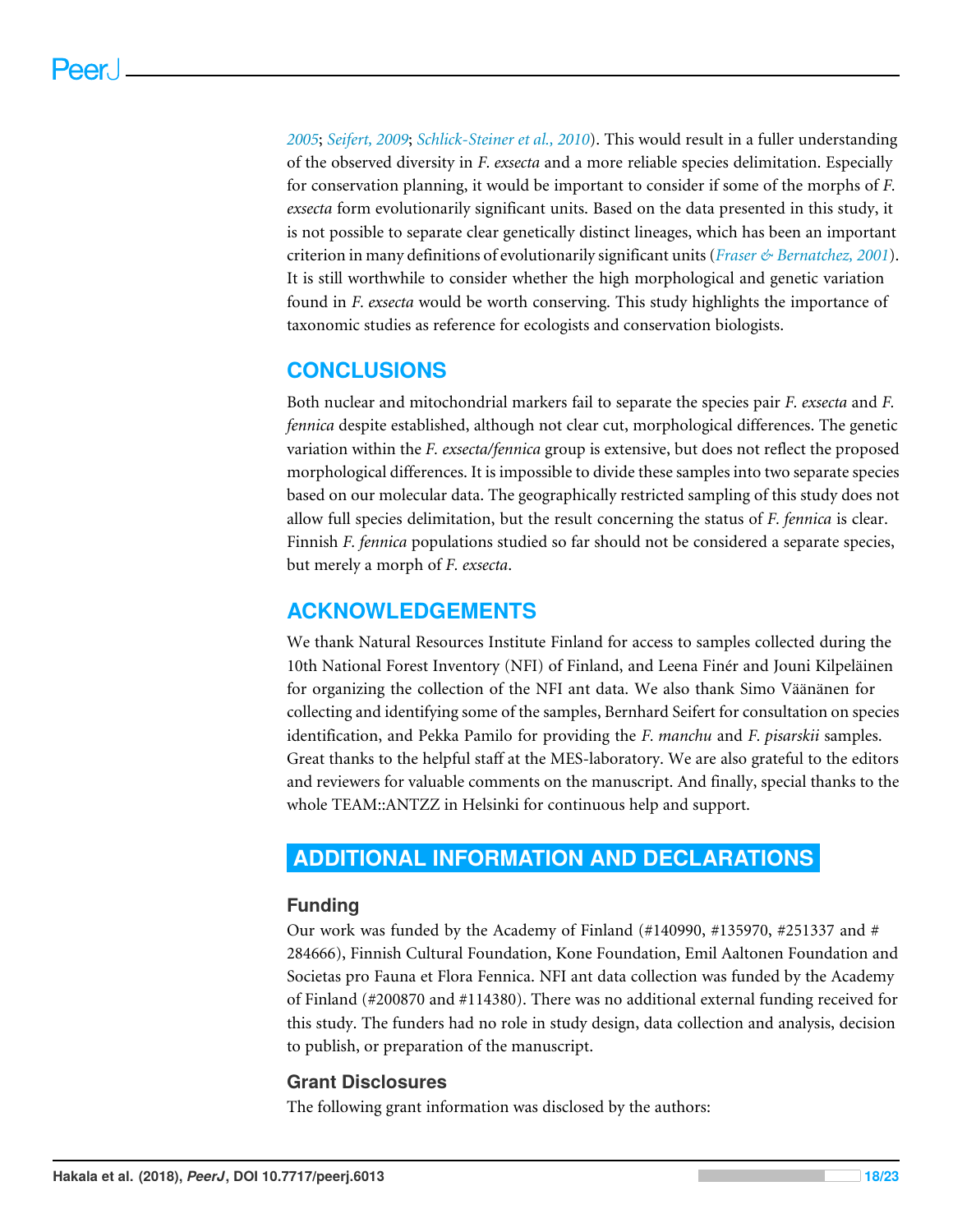2005; *Seifert, 2009*; *Schlick-Steiner et al., 2010*). This would result in a fuller understanding of the observed diversity in *F. exsecta* and a more reliable species delimitation. Especially for conservation planning, it would be important to consider if some of the morphs of *F. exsecta* form evolutionarily significant units. Based on the data presented in this study, it is not possible to separate clear genetically distinct lineages, which has been an important criterion in many definitions of evolutionarily significant units (*Fraser & Bernatchez, 2001*). It is still worthwhile to consider whether the high morphological and genetic variation found in *F. exsecta* would be worth conserving. This study highlights the importance of taxonomic studies as reference for ecologists and conservation biologists.

## CONCLUSIONS

Both nuclear and mitochondrial markers fail to separate the species pair *F. exsecta* and *F. fennica* despite established, although not clear cut, morphological differences. The genetic variation within the *F. exsecta/fennica* group is extensive, but does not reflect the proposed morphological differences. It is impossible to divide these samples into two separate species based on our molecular data. The geographically restricted sampling of this study does not allow full species delimitation, but the result concerning the status of *F. fennica* is clear. Finnish *F. fennica* populations studied so far should not be considered a separate species, but merely a morph of *F. exsecta*.

## ACKNOWLEDGEMENTS

We thank Natural Resources Institute Finland for access to samples collected during the 10th National Forest Inventory (NFI) of Finland, and Leena Finér and Jouni Kilpeläinen for organizing the collection of the NFI ant data. We also thank Simo Väänänen for collecting and identifying some of the samples, Bernhard Seifert for consultation on species identification, and Pekka Pamilo for providing the *F. manchu* and *F. pisarskii* samples. Great thanks to the helpful staff at the MES-laboratory. We are also grateful to the editors and reviewers for valuable comments on the manuscript. And finally, special thanks to the whole TEAM::ANTZZ in Helsinki for continuous help and support.

## ADDITIONAL INFORMATION AND DECLARATIONS

### Funding

Our work was funded by the Academy of Finland (#140990, #135970, #251337 and #284666), Finnish Cultural Foundation, Kone Foundation, Emil Aaltonen Foundation and Societas pro Fauna et Flora Fennica. NFI ant data collection was funded by the Academy of Finland (#200870 and #114380). There was no additional external funding received for this study. The funders had no role in study design, data collection and analysis, decision to publish, or preparation of the manuscript.

### Grant Disclosures

The following grant information was disclosed by the authors: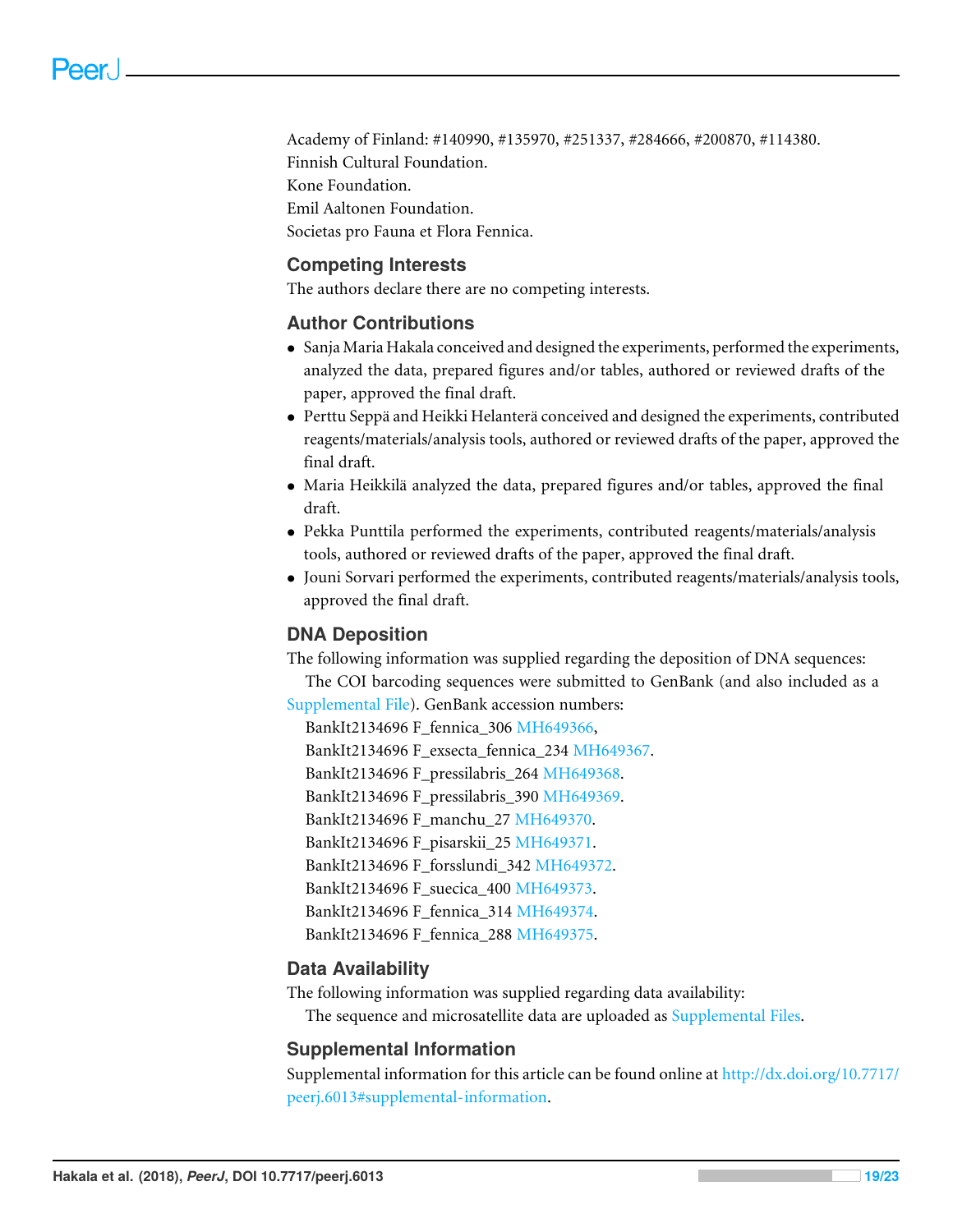Academy of Finland: #140990, #135970, #251337, #284666, #200870, #114380.
Finnish Cultural Foundation.
Kone Foundation.
Emil Aaltonen Foundation.
Societas pro Fauna et Flora Fennica.

## Competing Interests

The authors declare there are no competing interests.

## Author Contributions

- Sanja Maria Hakala conceived and designed the experiments, performed the experiments, analyzed the data, prepared figures and/or tables, authored or reviewed drafts of the paper, approved the final draft.
- Perttu Seppä and Heikki Helanterä conceived and designed the experiments, contributed reagents/materials/analysis tools, authored or reviewed drafts of the paper, approved the final draft.
- Maria Heikkilä analyzed the data, prepared figures and/or tables, approved the final draft.
- Pekka Punttila performed the experiments, contributed reagents/materials/analysis tools, authored or reviewed drafts of the paper, approved the final draft.
- Jouni Sorvari performed the experiments, contributed reagents/materials/analysis tools, approved the final draft.

## DNA Deposition

The following information was supplied regarding the deposition of DNA sequences:

The COI barcoding sequences were submitted to GenBank (and also included as a Supplemental File). GenBank accession numbers:

BankIt2134696 F_fennica_306 MH649366,
BankIt2134696 F_exsecta_fennica_234 MH649367.
BankIt2134696 F_pressilabris_264 MH649368.
BankIt2134696 F_pressilabris_390 MH649369.
BankIt2134696 F_manchu_27 MH649370.
BankIt2134696 F_pisarskii_25 MH649371.
BankIt2134696 F_forsslundi_342 MH649372.
BankIt2134696 F_suecica_400 MH649373.
BankIt2134696 F_fennica_314 MH649374.
BankIt2134696 F_fennica_288 MH649375.

## Data Availability

The following information was supplied regarding data availability:

The sequence and microsatellite data are uploaded as Supplemental Files.

## Supplemental Information

Supplemental information for this article can be found online at http://dx.doi.org/10.7717/peerj.6013#supplemental-information.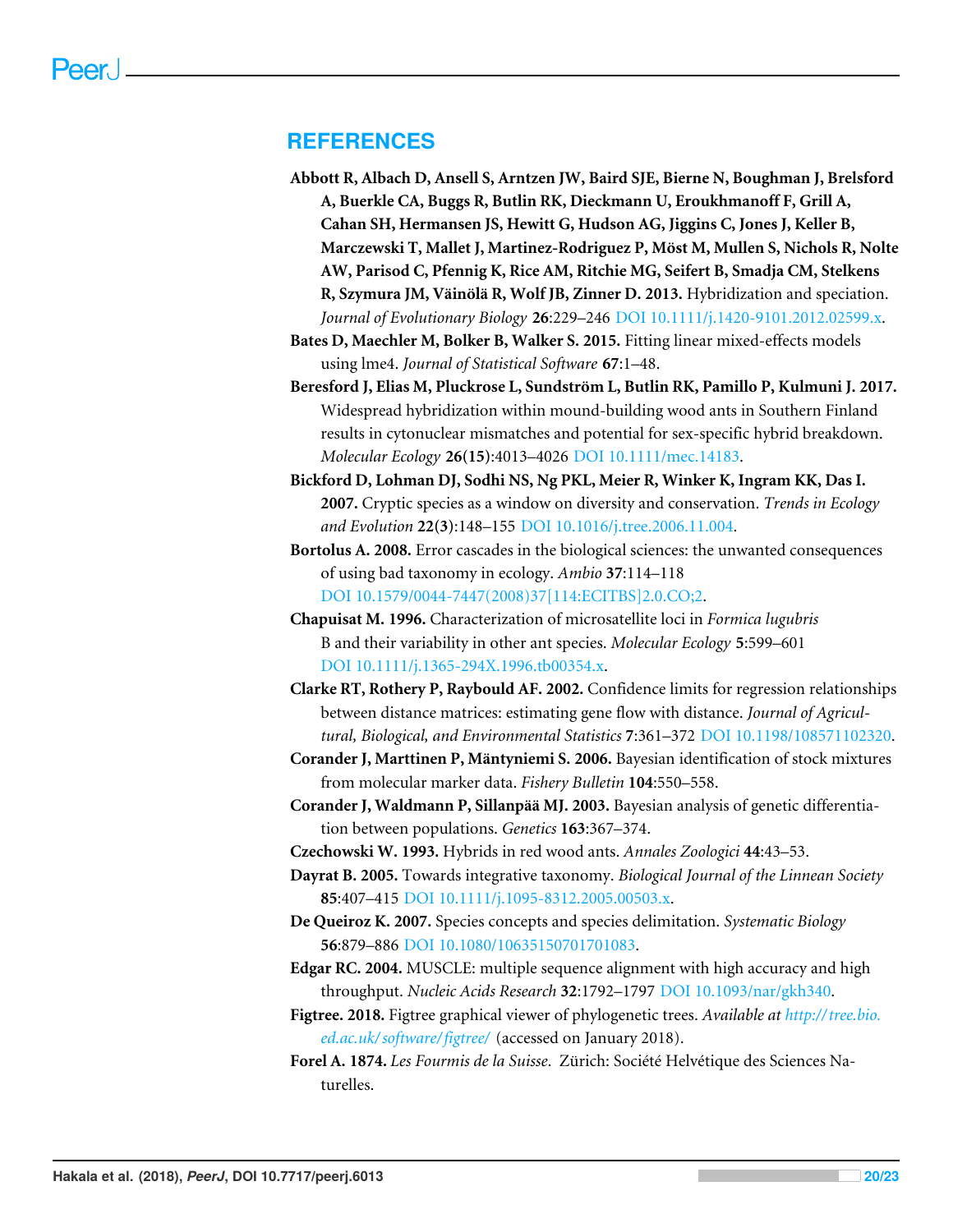## REFERENCES

**Abbott R, Albach D, Ansell S, Arntzen JW, Baird SJE, Bierne N, Boughman J, Brelsford A, Buerkle CA, Buggs R, Butlin RK, Dieckmann U, Eroukhmanoff F, Grill A, Cahan SH, Hermansen JS, Hewitt G, Hudson AG, Jiggins C, Jones J, Keller B, Marczewski T, Mallet J, Martinez-Rodriguez P, Möst M, Mullen S, Nichols R, Nolte AW, Parisod C, Pfennig K, Rice AM, Ritchie MG, Seifert B, Smadja CM, Stelkens R, Szymura JM, Väinölä R, Wolf JB, Zinner D. 2013.** Hybridization and speciation. *Journal of Evolutionary Biology* **26**:229–246 DOI 10.1111/j.1420-9101.2012.02599.x.

**Bates D, Maechler M, Bolker B, Walker S. 2015.** Fitting linear mixed-effects models using lme4. *Journal of Statistical Software* **67**:1–48.

**Beresford J, Elias M, Pluckrose L, Sundström L, Butlin RK, Pamillo P, Kulmuni J. 2017.** Widespread hybridization within mound-building wood ants in Southern Finland results in cytonuclear mismatches and potential for sex-specific hybrid breakdown. *Molecular Ecology* **26(15)**:4013–4026 DOI 10.1111/mec.14183.

**Bickford D, Lohman DJ, Sodhi NS, Ng PKL, Meier R, Winker K, Ingram KK, Das I. 2007.** Cryptic species as a window on diversity and conservation. *Trends in Ecology and Evolution* **22(3)**:148–155 DOI 10.1016/j.tree.2006.11.004.

**Bortolus A. 2008.** Error cascades in the biological sciences: the unwanted consequences of using bad taxonomy in ecology. *Ambio* **37**:114–118 DOI 10.1579/0044-7447(2008)37[114:ECITBS]2.0.CO;2.

**Chapuisat M. 1996.** Characterization of microsatellite loci in *Formica lugubris* B and their variability in other ant species. *Molecular Ecology* **5**:599–601 DOI 10.1111/j.1365-294X.1996.tb00354.x.

**Clarke RT, Rothery P, Raybould AF. 2002.** Confidence limits for regression relationships between distance matrices: estimating gene flow with distance. *Journal of Agricultural, Biological, and Environmental Statistics* **7**:361–372 DOI 10.1198/108571102320.

**Corander J, Marttinen P, Mäntyniemi S. 2006.** Bayesian identification of stock mixtures from molecular marker data. *Fishery Bulletin* **104**:550–558.

**Corander J, Waldmann P, Sillanpää MJ. 2003.** Bayesian analysis of genetic differentiation between populations. *Genetics* **163**:367–374.

**Czechowski W. 1993.** Hybrids in red wood ants. *Annales Zoologici* **44**:43–53.

**Dayrat B. 2005.** Towards integrative taxonomy. *Biological Journal of the Linnean Society* **85**:407–415 DOI 10.1111/j.1095-8312.2005.00503.x.

**De Queiroz K. 2007.** Species concepts and species delimitation. *Systematic Biology* **56**:879–886 DOI 10.1080/10635150701701083.

**Edgar RC. 2004.** MUSCLE: multiple sequence alignment with high accuracy and high throughput. *Nucleic Acids Research* **32**:1792–1797 DOI 10.1093/nar/gkh340.

**Figtree. 2018.** Figtree graphical viewer of phylogenetic trees. *Available at http://tree.bio.ed.ac.uk/software/figtree/* (accessed on January 2018).

**Forel A. 1874.** *Les Fourmis de la Suisse*. Zürich: Société Helvétique des Sciences Naturelles.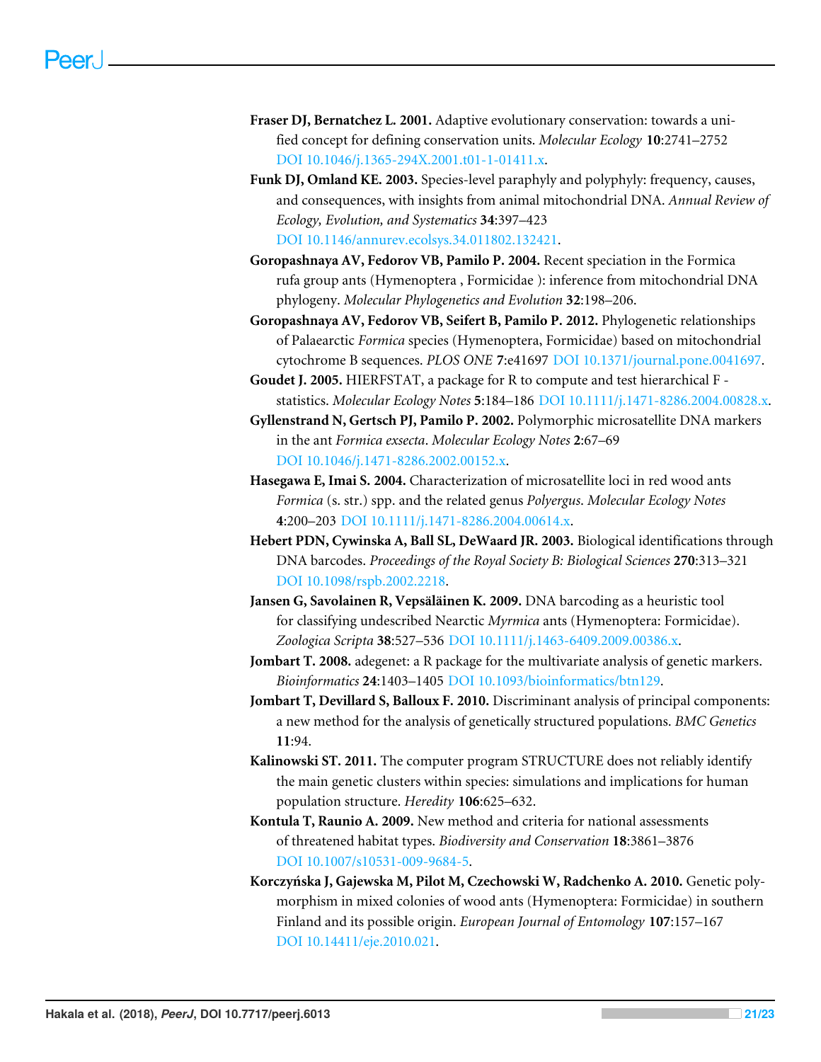**Fraser DJ, Bernatchez L. 2001.** Adaptive evolutionary conservation: towards a unified concept for defining conservation units. *Molecular Ecology* **10**:2741–2752 DOI 10.1046/j.1365-294X.2001.t01-1-01411.x.

**Funk DJ, Omland KE. 2003.** Species-level paraphyly and polyphyly: frequency, causes, and consequences, with insights from animal mitochondrial DNA. *Annual Review of Ecology, Evolution, and Systematics* **34**:397–423 DOI 10.1146/annurev.ecolsys.34.011802.132421.

**Goropashnaya AV, Fedorov VB, Pamilo P. 2004.** Recent speciation in the Formica rufa group ants (Hymenoptera , Formicidae ): inference from mitochondrial DNA phylogeny. *Molecular Phylogenetics and Evolution* **32**:198–206.

**Goropashnaya AV, Fedorov VB, Seifert B, Pamilo P. 2012.** Phylogenetic relationships of Palaearctic *Formica* species (Hymenoptera, Formicidae) based on mitochondrial cytochrome B sequences. *PLOS ONE* **7**:e41697 DOI 10.1371/journal.pone.0041697.

**Goudet J. 2005.** HIERFSTAT, a package for R to compute and test hierarchical F -statistics. *Molecular Ecology Notes* **5**:184–186 DOI 10.1111/j.1471-8286.2004.00828.x.

**Gyllenstrand N, Gertsch PJ, Pamilo P. 2002.** Polymorphic microsatellite DNA markers in the ant *Formica exsecta*. *Molecular Ecology Notes* **2**:67–69 DOI 10.1046/j.1471-8286.2002.00152.x.

**Hasegawa E, Imai S. 2004.** Characterization of microsatellite loci in red wood ants *Formica* (s. str.) spp. and the related genus *Polyergus*. *Molecular Ecology Notes* **4**:200–203 DOI 10.1111/j.1471-8286.2004.00614.x.

**Hebert PDN, Cywinska A, Ball SL, DeWaard JR. 2003.** Biological identifications through DNA barcodes. *Proceedings of the Royal Society B: Biological Sciences* **270**:313–321 DOI 10.1098/rspb.2002.2218.

**Jansen G, Savolainen R, Vepsäläinen K. 2009.** DNA barcoding as a heuristic tool for classifying undescribed Nearctic *Myrmica* ants (Hymenoptera: Formicidae). *Zoologica Scripta* **38**:527–536 DOI 10.1111/j.1463-6409.2009.00386.x.

**Jombart T. 2008.** adegenet: a R package for the multivariate analysis of genetic markers. *Bioinformatics* **24**:1403–1405 DOI 10.1093/bioinformatics/btn129.

**Jombart T, Devillard S, Balloux F. 2010.** Discriminant analysis of principal components: a new method for the analysis of genetically structured populations. *BMC Genetics* **11**:94.

**Kalinowski ST. 2011.** The computer program STRUCTURE does not reliably identify the main genetic clusters within species: simulations and implications for human population structure. *Heredity* **106**:625–632.

**Kontula T, Raunio A. 2009.** New method and criteria for national assessments of threatened habitat types. *Biodiversity and Conservation* **18**:3861–3876 DOI 10.1007/s10531-009-9684-5.

**Korczyńska J, Gajewska M, Pilot M, Czechowski W, Radchenko A. 2010.** Genetic polymorphism in mixed colonies of wood ants (Hymenoptera: Formicidae) in southern Finland and its possible origin. *European Journal of Entomology* **107**:157–167 DOI 10.14411/eje.2010.021.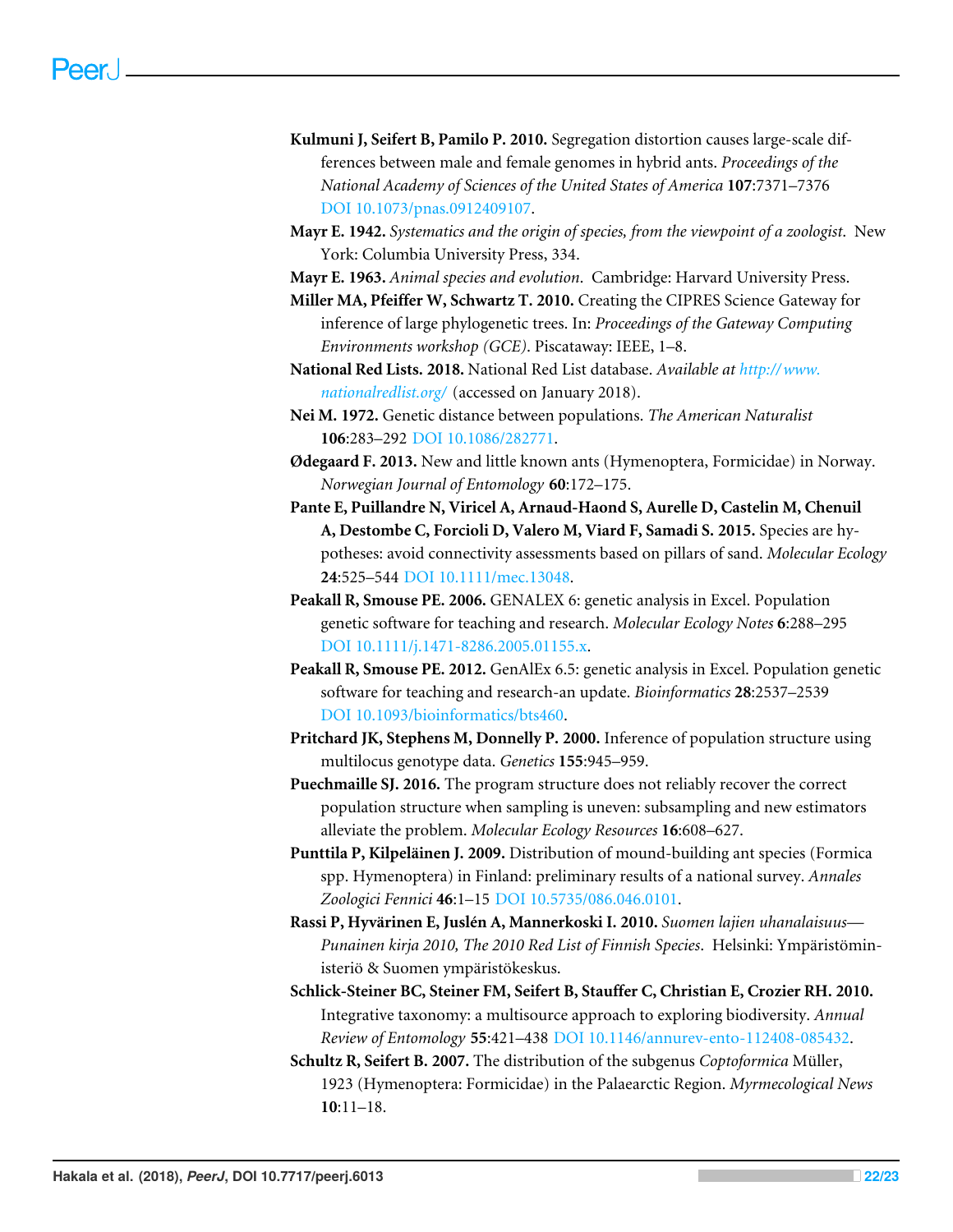**Kulmuni J, Seifert B, Pamilo P. 2010.** Segregation distortion causes large-scale differences between male and female genomes in hybrid ants. *Proceedings of the National Academy of Sciences of the United States of America* **107**:7371–7376 DOI 10.1073/pnas.0912409107.

**Mayr E. 1942.** *Systematics and the origin of species, from the viewpoint of a zoologist*. New York: Columbia University Press, 334.

**Mayr E. 1963.** *Animal species and evolution*. Cambridge: Harvard University Press.

**Miller MA, Pfeiffer W, Schwartz T. 2010.** Creating the CIPRES Science Gateway for inference of large phylogenetic trees. In: *Proceedings of the Gateway Computing Environments workshop (GCE)*. Piscataway: IEEE, 1–8.

**National Red Lists. 2018.** National Red List database. *Available at http://www.nationalredlist.org/* (accessed on January 2018).

**Nei M. 1972.** Genetic distance between populations. *The American Naturalist* **106**:283–292 DOI 10.1086/282771.

**Ødegaard F. 2013.** New and little known ants (Hymenoptera, Formicidae) in Norway. *Norwegian Journal of Entomology* **60**:172–175.

**Pante E, Puillandre N, Viricel A, Arnaud-Haond S, Aurelle D, Castelin M, Chenuil A, Destombe C, Forcioli D, Valero M, Viard F, Samadi S. 2015.** Species are hypotheses: avoid connectivity assessments based on pillars of sand. *Molecular Ecology* **24**:525–544 DOI 10.1111/mec.13048.

**Peakall R, Smouse PE. 2006.** GENALEX 6: genetic analysis in Excel. Population genetic software for teaching and research. *Molecular Ecology Notes* **6**:288–295 DOI 10.1111/j.1471-8286.2005.01155.x.

**Peakall R, Smouse PE. 2012.** GenAlEx 6.5: genetic analysis in Excel. Population genetic software for teaching and research-an update. *Bioinformatics* **28**:2537–2539 DOI 10.1093/bioinformatics/bts460.

**Pritchard JK, Stephens M, Donnelly P. 2000.** Inference of population structure using multilocus genotype data. *Genetics* **155**:945–959.

**Puechmaille SJ. 2016.** The program structure does not reliably recover the correct population structure when sampling is uneven: subsampling and new estimators alleviate the problem. *Molecular Ecology Resources* **16**:608–627.

**Punttila P, Kilpeläinen J. 2009.** Distribution of mound-building ant species (Formica spp. Hymenoptera) in Finland: preliminary results of a national survey. *Annales Zoologici Fennici* **46**:1–15 DOI 10.5735/086.046.0101.

**Rassi P, Hyvärinen E, Juslén A, Mannerkoski I. 2010.** *Suomen lajien uhanalaisuus—Punainen kirja 2010, The 2010 Red List of Finnish Species*. Helsinki: Ympäristöministeriö & Suomen ympäristökeskus.

**Schlick-Steiner BC, Steiner FM, Seifert B, Stauffer C, Christian E, Crozier RH. 2010.** Integrative taxonomy: a multisource approach to exploring biodiversity. *Annual Review of Entomology* **55**:421–438 DOI 10.1146/annurev-ento-112408-085432.

**Schultz R, Seifert B. 2007.** The distribution of the subgenus *Coptoformica* Müller, 1923 (Hymenoptera: Formicidae) in the Palaearctic Region. *Myrmecological News* **10**:11–18.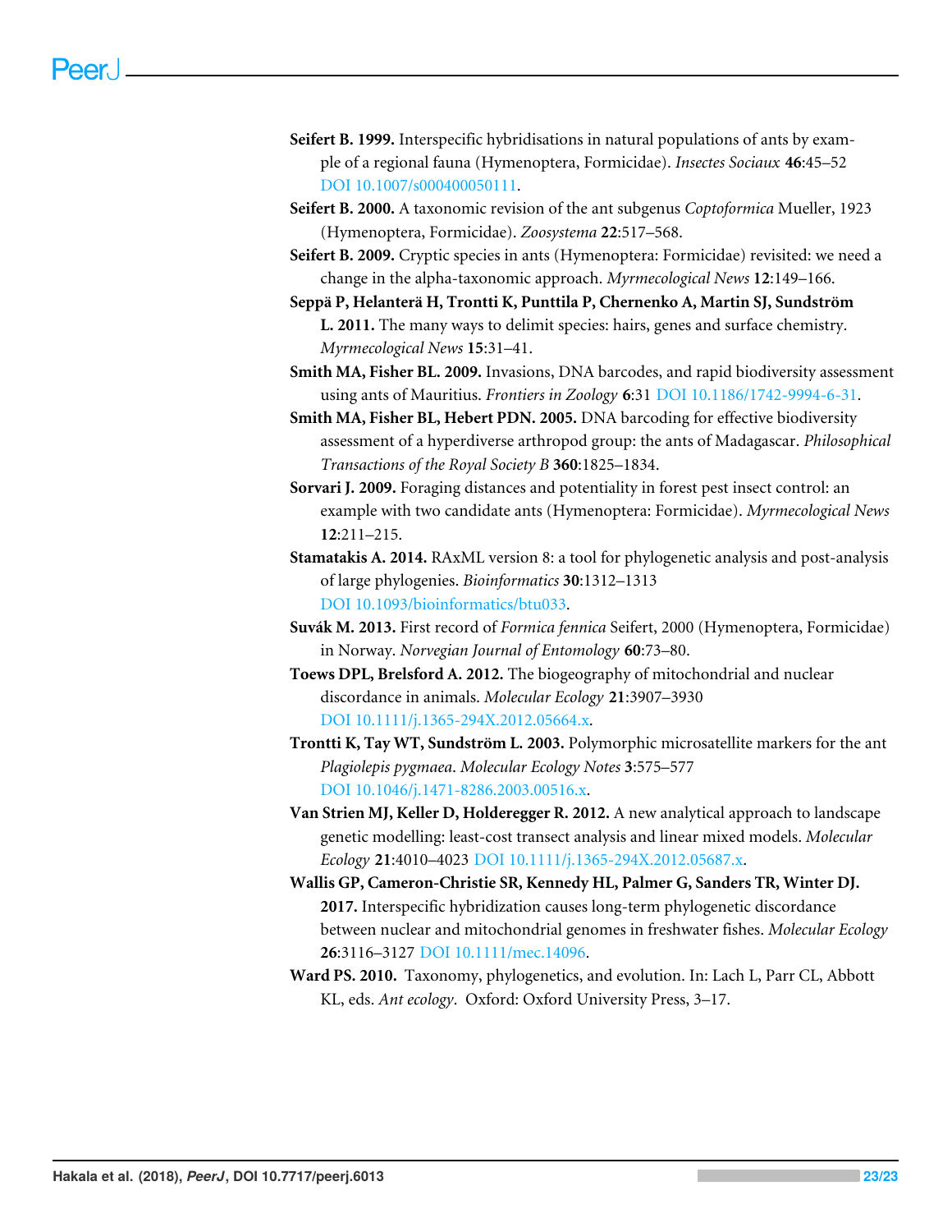**Seifert B. 1999.** Interspecific hybridisations in natural populations of ants by example of a regional fauna (Hymenoptera, Formicidae). *Insectes Sociaux* **46**:45–52 DOI 10.1007/s000400050111.

**Seifert B. 2000.** A taxonomic revision of the ant subgenus *Coptoformica* Mueller, 1923 (Hymenoptera, Formicidae). *Zoosystema* **22**:517–568.

**Seifert B. 2009.** Cryptic species in ants (Hymenoptera: Formicidae) revisited: we need a change in the alpha-taxonomic approach. *Myrmecological News* **12**:149–166.

**Seppä P, Helanterä H, Trontti K, Punttila P, Chernenko A, Martin SJ, Sundström L. 2011.** The many ways to delimit species: hairs, genes and surface chemistry. *Myrmecological News* **15**:31–41.

**Smith MA, Fisher BL. 2009.** Invasions, DNA barcodes, and rapid biodiversity assessment using ants of Mauritius. *Frontiers in Zoology* **6**:31 DOI 10.1186/1742-9994-6-31.

**Smith MA, Fisher BL, Hebert PDN. 2005.** DNA barcoding for effective biodiversity assessment of a hyperdiverse arthropod group: the ants of Madagascar. *Philosophical Transactions of the Royal Society B* **360**:1825–1834.

**Sorvari J. 2009.** Foraging distances and potentiality in forest pest insect control: an example with two candidate ants (Hymenoptera: Formicidae). *Myrmecological News* **12**:211–215.

**Stamatakis A. 2014.** RAxML version 8: a tool for phylogenetic analysis and post-analysis of large phylogenies. *Bioinformatics* **30**:1312–1313 DOI 10.1093/bioinformatics/btu033.

**Suvák M. 2013.** First record of *Formica fennica* Seifert, 2000 (Hymenoptera, Formicidae) in Norway. *Norvegian Journal of Entomology* **60**:73–80.

**Toews DPL, Brelsford A. 2012.** The biogeography of mitochondrial and nuclear discordance in animals. *Molecular Ecology* **21**:3907–3930 DOI 10.1111/j.1365-294X.2012.05664.x.

**Trontti K, Tay WT, Sundström L. 2003.** Polymorphic microsatellite markers for the ant *Plagiolepis pygmaea*. *Molecular Ecology Notes* **3**:575–577 DOI 10.1046/j.1471-8286.2003.00516.x.

**Van Strien MJ, Keller D, Holderegger R. 2012.** A new analytical approach to landscape genetic modelling: least-cost transect analysis and linear mixed models. *Molecular Ecology* **21**:4010–4023 DOI 10.1111/j.1365-294X.2012.05687.x.

**Wallis GP, Cameron-Christie SR, Kennedy HL, Palmer G, Sanders TR, Winter DJ. 2017.** Interspecific hybridization causes long-term phylogenetic discordance between nuclear and mitochondrial genomes in freshwater fishes. *Molecular Ecology* **26**:3116–3127 DOI 10.1111/mec.14096.

**Ward PS. 2010.** Taxonomy, phylogenetics, and evolution. In: Lach L, Parr CL, Abbott KL, eds. *Ant ecology*. Oxford: Oxford University Press, 3–17.